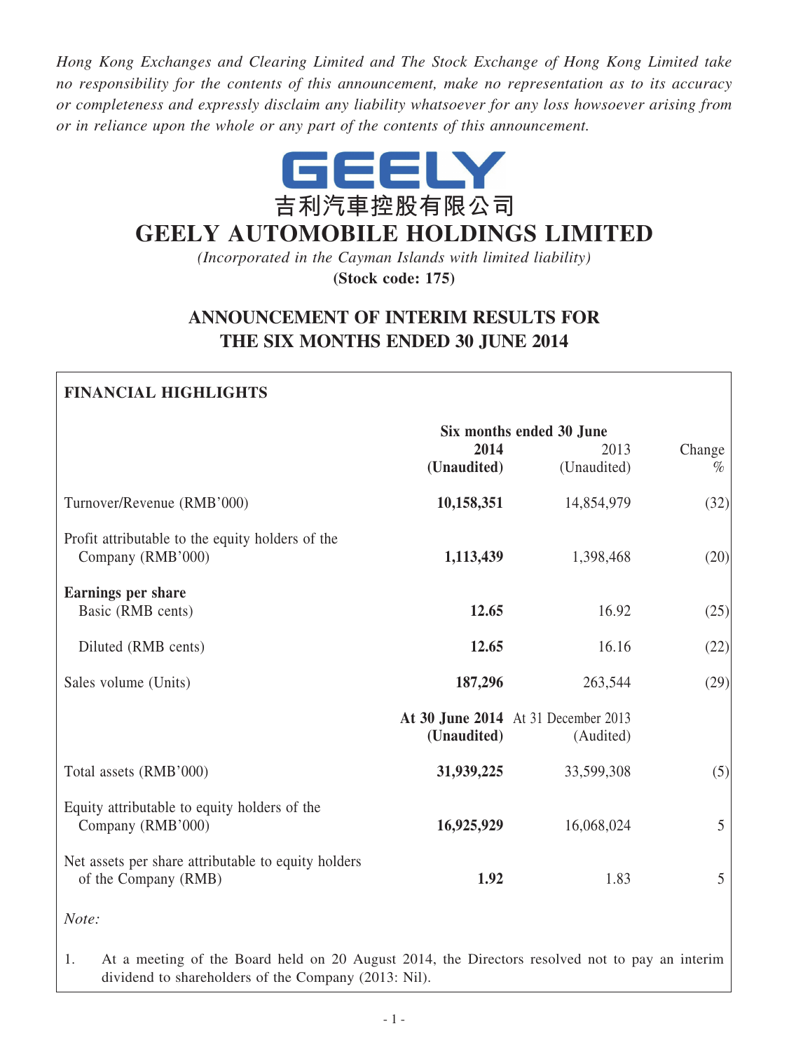*Hong Kong Exchanges and Clearing Limited and The Stock Exchange of Hong Kong Limited take no responsibility for the contents of this announcement, make no representation as to its accuracy or completeness and expressly disclaim any liability whatsoever for any loss howsoever arising from or in reliance upon the whole or any part of the contents of this announcement.*

GEELY

吉利汽車控股有限公司

# GEELY AUTOMOBILE HOLDINGS LIMITED

*(Incorporated in the Cayman Islands with limited liability)*

**(Stock code: 175)**

## ANNOUNCEMENT OF INTERIM RESULTS FOR THE SIX MONTHS ENDED 30 JUNE 2014

### FINANCIAL HIGHLIGHTS

| | **Six months ended 30 June** | | |
|---|---|---|---|
| | **2014 (Unaudited)** | 2013 (Unaudited) | Change % |
| Turnover/Revenue (RMB'000) | **10,158,351** | 14,854,979 | (32) |
| Profit attributable to the equity holders of the Company (RMB'000) | **1,113,439** | 1,398,468 | (20) |
| **Earnings per share** | | | |
| Basic (RMB cents) | **12.65** | 16.92 | (25) |
| Diluted (RMB cents) | **12.65** | 16.16 | (22) |
| Sales volume (Units) | **187,296** | 263,544 | (29) |
| | **At 30 June 2014 (Unaudited)** | At 31 December 2013 (Audited) | |
| Total assets (RMB'000) | **31,939,225** | 33,599,308 | (5) |
| Equity attributable to equity holders of the Company (RMB'000) | **16,925,929** | 16,068,024 | 5 |
| Net assets per share attributable to equity holders of the Company (RMB) | **1.92** | 1.83 | 5 |

*Note:*

1. At a meeting of the Board held on 20 August 2014, the Directors resolved not to pay an interim dividend to shareholders of the Company (2013: Nil).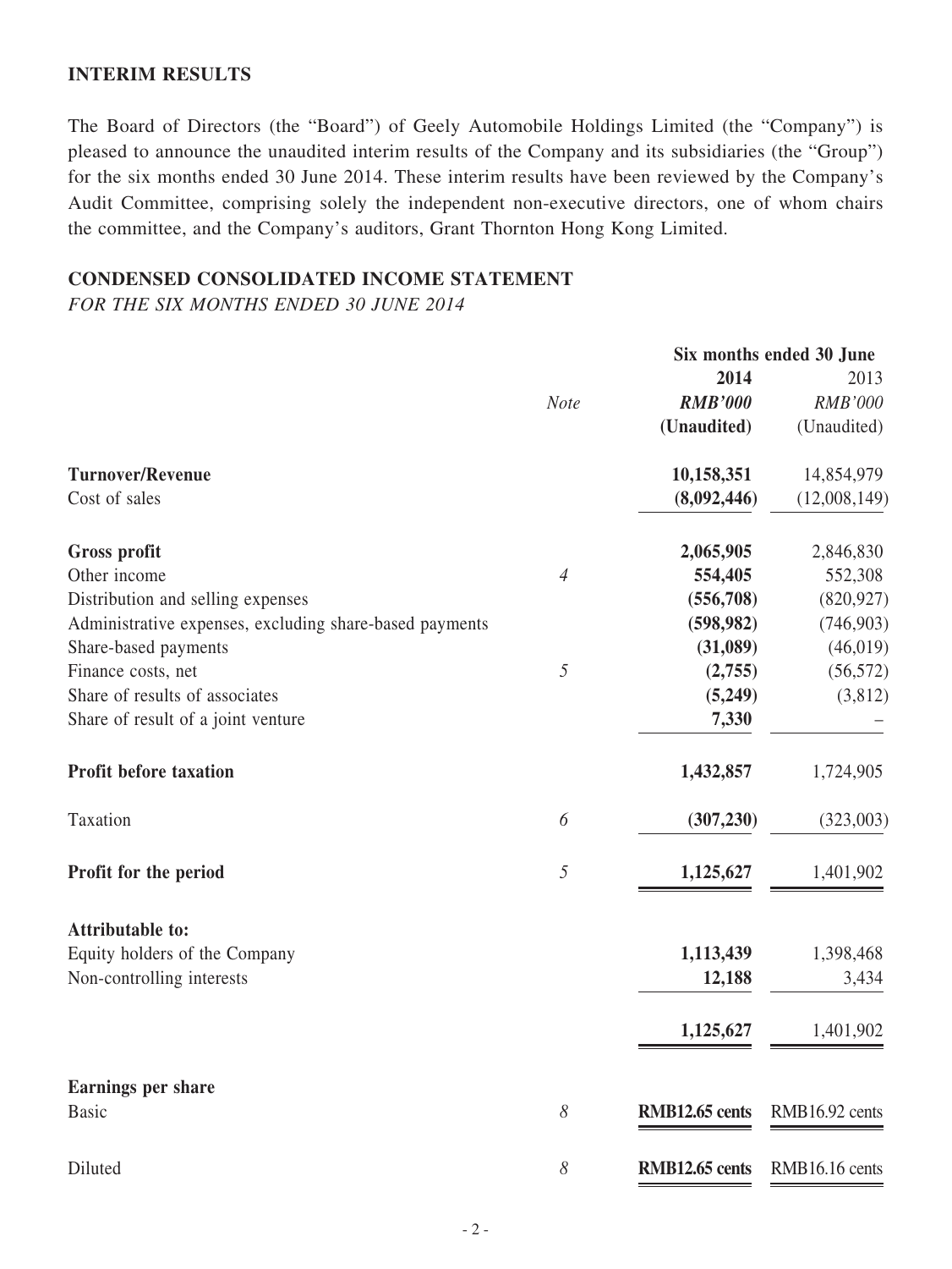## INTERIM RESULTS

The Board of Directors (the "Board") of Geely Automobile Holdings Limited (the "Company") is pleased to announce the unaudited interim results of the Company and its subsidiaries (the "Group") for the six months ended 30 June 2014. These interim results have been reviewed by the Company's Audit Committee, comprising solely the independent non-executive directors, one of whom chairs the committee, and the Company's auditors, Grant Thornton Hong Kong Limited.

## CONDENSED CONSOLIDATED INCOME STATEMENT

*FOR THE SIX MONTHS ENDED 30 JUNE 2014*

| | | Six months ended 30 June | |
|---|---|---|---|
| | | **2014** | 2013 |
| | *Note* | ***RMB'000*** | *RMB'000* |
| | | **(Unaudited)** | (Unaudited) |
| **Turnover/Revenue** | | **10,158,351** | 14,854,979 |
| Cost of sales | | **(8,092,446)** | (12,008,149) |
| **Gross profit** | | **2,065,905** | 2,846,830 |
| Other income | *4* | **554,405** | 552,308 |
| Distribution and selling expenses | | **(556,708)** | (820,927) |
| Administrative expenses, excluding share-based payments | | **(598,982)** | (746,903) |
| Share-based payments | | **(31,089)** | (46,019) |
| Finance costs, net | *5* | **(2,755)** | (56,572) |
| Share of results of associates | | **(5,249)** | (3,812) |
| Share of result of a joint venture | | **7,330** | – |
| **Profit before taxation** | | **1,432,857** | 1,724,905 |
| Taxation | *6* | **(307,230)** | (323,003) |
| **Profit for the period** | *5* | **1,125,627** | 1,401,902 |
| **Attributable to:** | | | |
| Equity holders of the Company | | **1,113,439** | 1,398,468 |
| Non-controlling interests | | **12,188** | 3,434 |
| | | **1,125,627** | 1,401,902 |
| **Earnings per share** | | | |
| Basic | *8* | **RMB12.65 cents** | RMB16.92 cents |
| Diluted | *8* | **RMB12.65 cents** | RMB16.16 cents |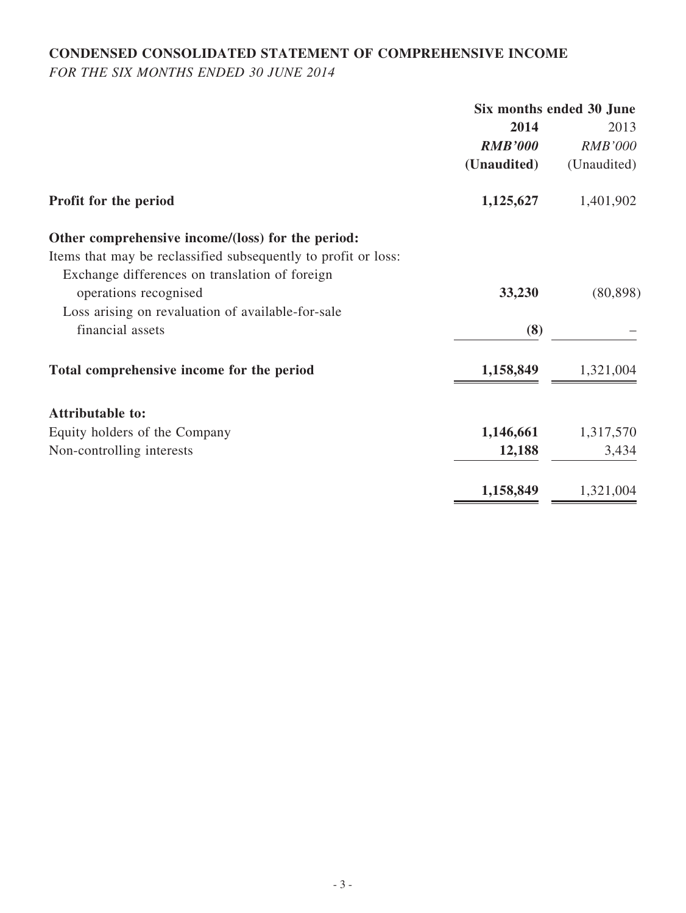**CONDENSED CONSOLIDATED STATEMENT OF COMPREHENSIVE INCOME**

*FOR THE SIX MONTHS ENDED 30 JUNE 2014*

| | Six months ended 30 June | |
|---|---|---|
| | **2014** | 2013 |
| | ***RMB'000*** | *RMB'000* |
| | **(Unaudited)** | (Unaudited) |
| **Profit for the period** | **1,125,627** | 1,401,902 |
| **Other comprehensive income/(loss) for the period:** | | |
| Items that may be reclassified subsequently to profit or loss: | | |
| Exchange differences on translation of foreign operations recognised | **33,230** | (80,898) |
| Loss arising on revaluation of available-for-sale financial assets | **(8)** | – |
| **Total comprehensive income for the period** | **1,158,849** | 1,321,004 |
| **Attributable to:** | | |
| Equity holders of the Company | **1,146,661** | 1,317,570 |
| Non-controlling interests | **12,188** | 3,434 |
| | **1,158,849** | 1,321,004 |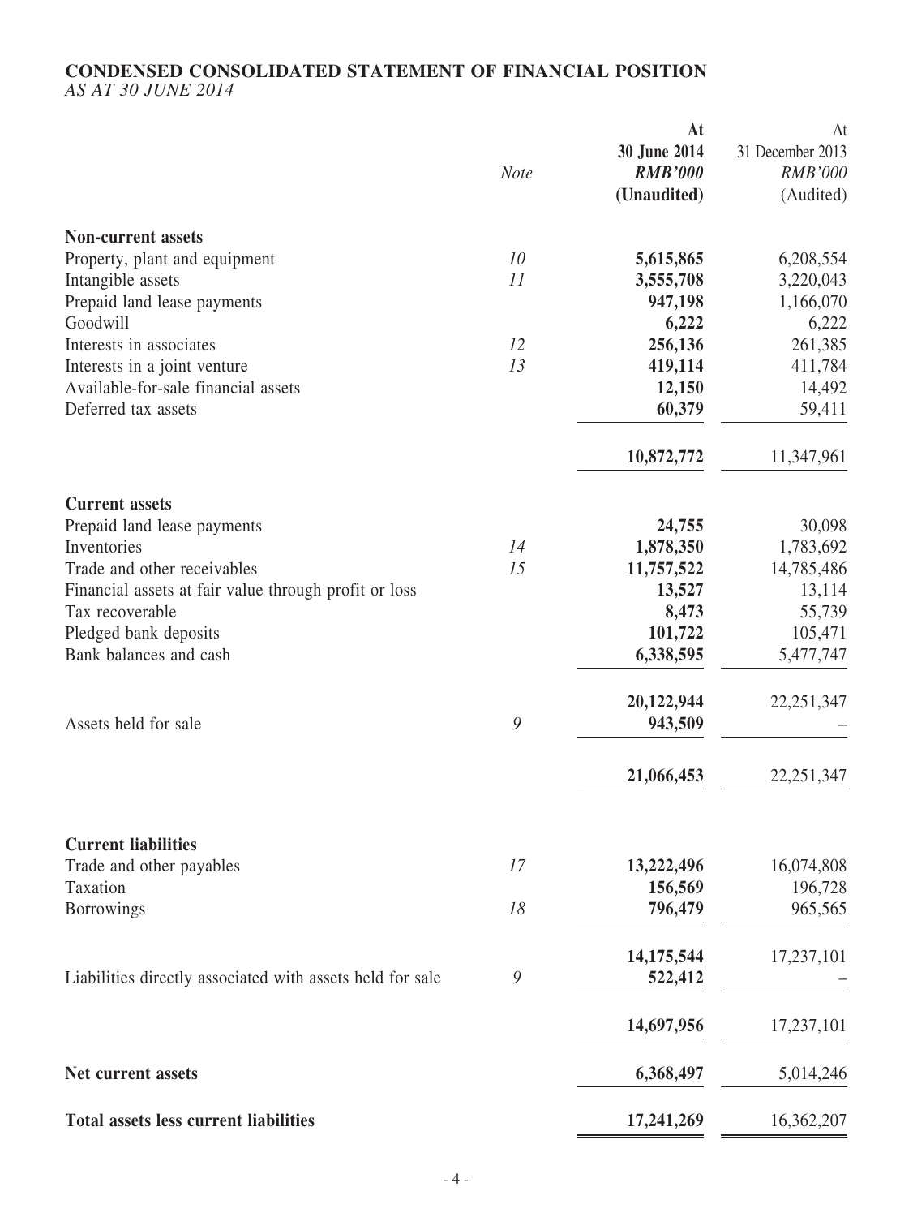# CONDENSED CONSOLIDATED STATEMENT OF FINANCIAL POSITION

*AS AT 30 JUNE 2014*

| | Note | At 30 June 2014 RMB'000 (Unaudited) | At 31 December 2013 RMB'000 (Audited) |
|---|---|---|---|
| **Non-current assets** | | | |
| Property, plant and equipment | 10 | **5,615,865** | 6,208,554 |
| Intangible assets | 11 | **3,555,708** | 3,220,043 |
| Prepaid land lease payments | | **947,198** | 1,166,070 |
| Goodwill | | **6,222** | 6,222 |
| Interests in associates | 12 | **256,136** | 261,385 |
| Interests in a joint venture | 13 | **419,114** | 411,784 |
| Available-for-sale financial assets | | **12,150** | 14,492 |
| Deferred tax assets | | **60,379** | 59,411 |
| | | **10,872,772** | 11,347,961 |
| **Current assets** | | | |
| Prepaid land lease payments | | **24,755** | 30,098 |
| Inventories | 14 | **1,878,350** | 1,783,692 |
| Trade and other receivables | 15 | **11,757,522** | 14,785,486 |
| Financial assets at fair value through profit or loss | | **13,527** | 13,114 |
| Tax recoverable | | **8,473** | 55,739 |
| Pledged bank deposits | | **101,722** | 105,471 |
| Bank balances and cash | | **6,338,595** | 5,477,747 |
| | | **20,122,944** | 22,251,347 |
| Assets held for sale | 9 | **943,509** | – |
| | | **21,066,453** | 22,251,347 |
| **Current liabilities** | | | |
| Trade and other payables | 17 | **13,222,496** | 16,074,808 |
| Taxation | | **156,569** | 196,728 |
| Borrowings | 18 | **796,479** | 965,565 |
| | | **14,175,544** | 17,237,101 |
| Liabilities directly associated with assets held for sale | 9 | **522,412** | – |
| | | **14,697,956** | 17,237,101 |
| **Net current assets** | | **6,368,497** | 5,014,246 |
| **Total assets less current liabilities** | | **17,241,269** | 16,362,207 |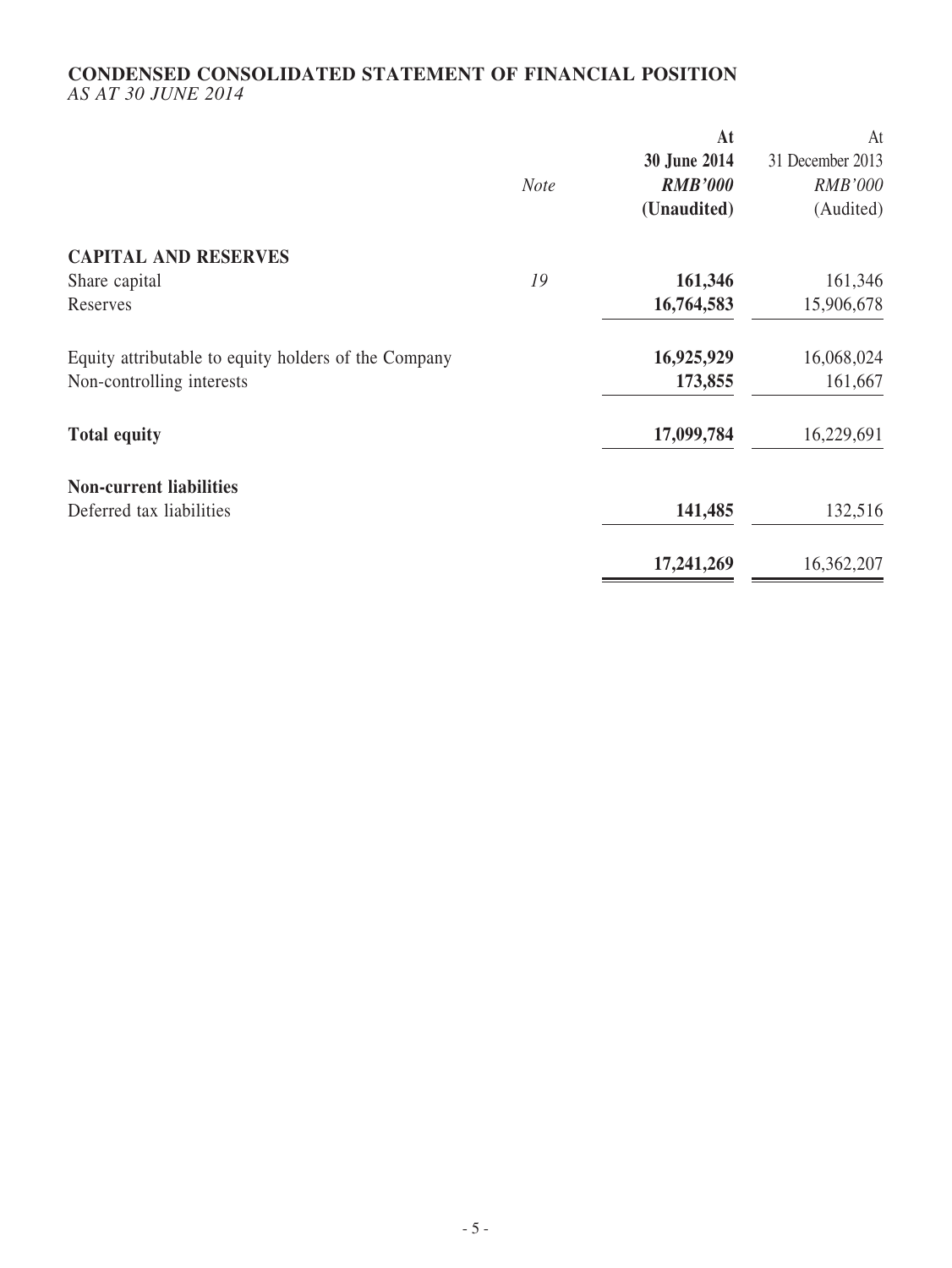# CONDENSED CONSOLIDATED STATEMENT OF FINANCIAL POSITION

*AS AT 30 JUNE 2014*

| | *Note* | **At 30 June 2014** ***RMB'000*** **(Unaudited)** | At 31 December 2013 *RMB'000* (Audited) |
|---|---|---|---|
| **CAPITAL AND RESERVES** | | | |
| Share capital | *19* | **161,346** | 161,346 |
| Reserves | | **16,764,583** | 15,906,678 |
| Equity attributable to equity holders of the Company | | **16,925,929** | 16,068,024 |
| Non-controlling interests | | **173,855** | 161,667 |
| **Total equity** | | **17,099,784** | 16,229,691 |
| **Non-current liabilities** | | | |
| Deferred tax liabilities | | **141,485** | 132,516 |
| | | **17,241,269** | 16,362,207 |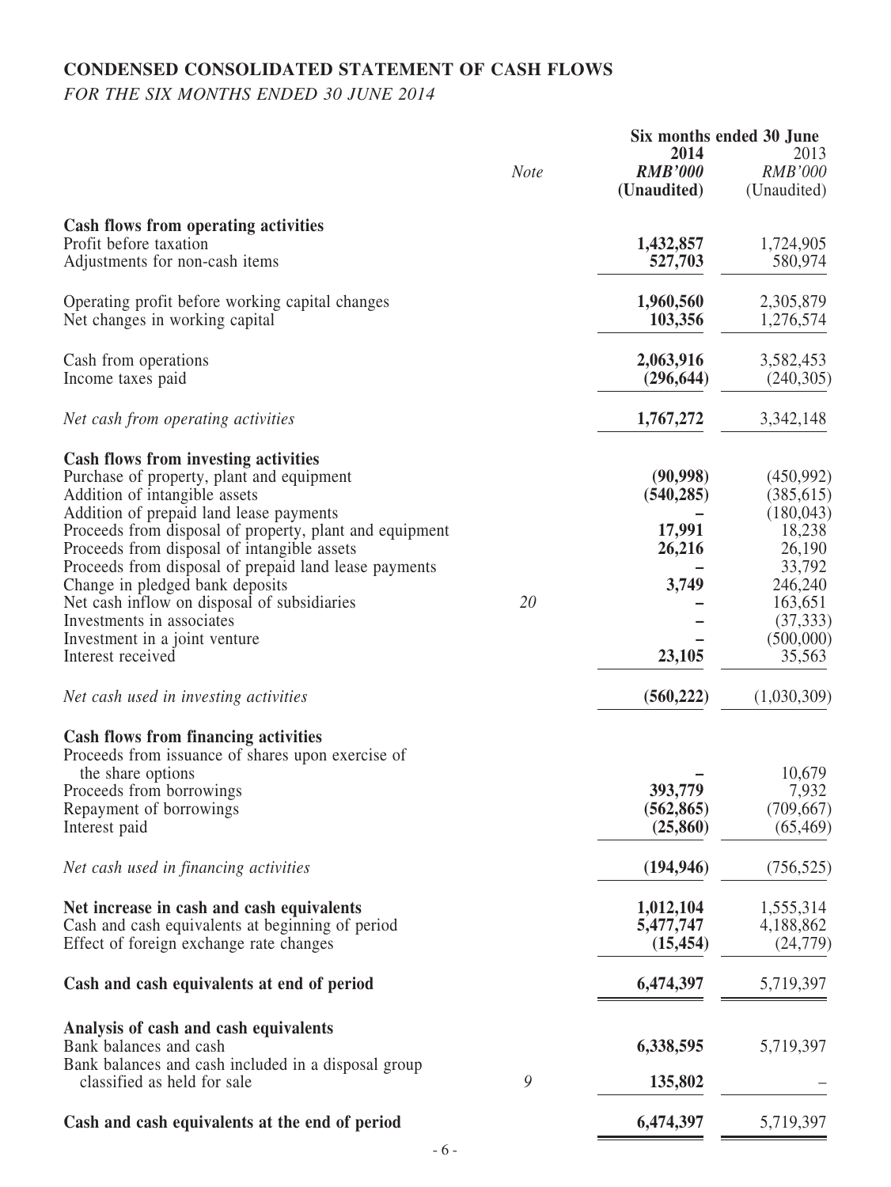# CONDENSED CONSOLIDATED STATEMENT OF CASH FLOWS

*FOR THE SIX MONTHS ENDED 30 JUNE 2014*

| | Note | Six months ended 30 June 2014 *RMB'000* (Unaudited) | 2013 *RMB'000* (Unaudited) |
|---|---|---|---|
| **Cash flows from operating activities** | | | |
| Profit before taxation | | **1,432,857** | 1,724,905 |
| Adjustments for non-cash items | | **527,703** | 580,974 |
| Operating profit before working capital changes | | **1,960,560** | 2,305,879 |
| Net changes in working capital | | **103,356** | 1,276,574 |
| Cash from operations | | **2,063,916** | 3,582,453 |
| Income taxes paid | | **(296,644)** | (240,305) |
| *Net cash from operating activities* | | **1,767,272** | 3,342,148 |
| **Cash flows from investing activities** | | | |
| Purchase of property, plant and equipment | | **(90,998)** | (450,992) |
| Addition of intangible assets | | **(540,285)** | (385,615) |
| Addition of prepaid land lease payments | | **–** | (180,043) |
| Proceeds from disposal of property, plant and equipment | | **17,991** | 18,238 |
| Proceeds from disposal of intangible assets | | **26,216** | 26,190 |
| Proceeds from disposal of prepaid land lease payments | | **–** | 33,792 |
| Change in pledged bank deposits | | **3,749** | 246,240 |
| Net cash inflow on disposal of subsidiaries | 20 | **–** | 163,651 |
| Investments in associates | | **–** | (37,333) |
| Investment in a joint venture | | **–** | (500,000) |
| Interest received | | **23,105** | 35,563 |
| *Net cash used in investing activities* | | **(560,222)** | (1,030,309) |
| **Cash flows from financing activities** | | | |
| Proceeds from issuance of shares upon exercise of the share options | | **–** | 10,679 |
| Proceeds from borrowings | | **393,779** | 7,932 |
| Repayment of borrowings | | **(562,865)** | (709,667) |
| Interest paid | | **(25,860)** | (65,469) |
| *Net cash used in financing activities* | | **(194,946)** | (756,525) |
| **Net increase in cash and cash equivalents** | | **1,012,104** | 1,555,314 |
| Cash and cash equivalents at beginning of period | | **5,477,747** | 4,188,862 |
| Effect of foreign exchange rate changes | | **(15,454)** | (24,779) |
| **Cash and cash equivalents at end of period** | | **6,474,397** | 5,719,397 |
| **Analysis of cash and cash equivalents** | | | |
| Bank balances and cash | | **6,338,595** | 5,719,397 |
| Bank balances and cash included in a disposal group classified as held for sale | 9 | **135,802** | – |
| **Cash and cash equivalents at the end of period** | | **6,474,397** | 5,719,397 |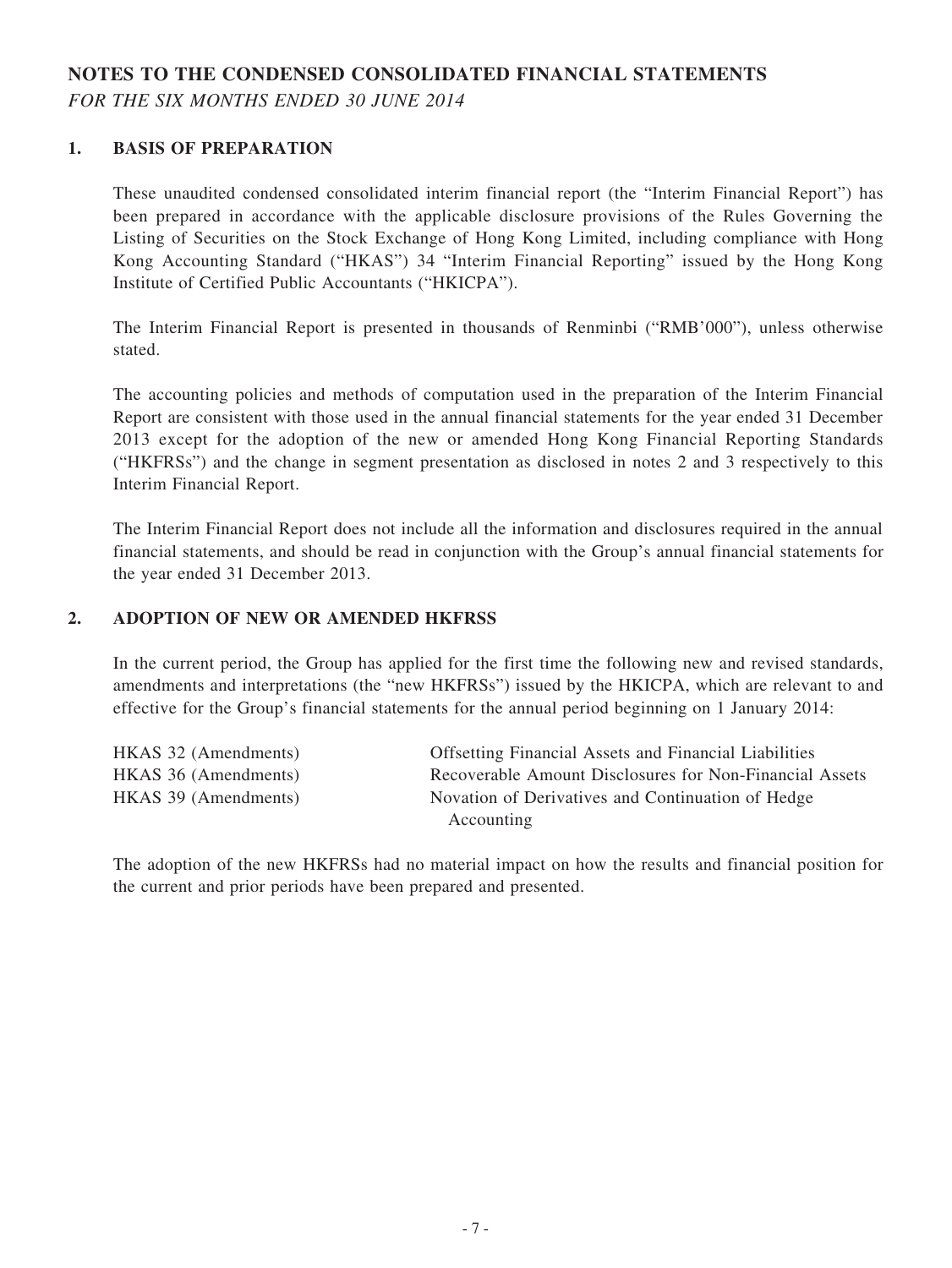# NOTES TO THE CONDENSED CONSOLIDATED FINANCIAL STATEMENTS

*FOR THE SIX MONTHS ENDED 30 JUNE 2014*

## 1. BASIS OF PREPARATION

These unaudited condensed consolidated interim financial report (the "Interim Financial Report") has been prepared in accordance with the applicable disclosure provisions of the Rules Governing the Listing of Securities on the Stock Exchange of Hong Kong Limited, including compliance with Hong Kong Accounting Standard ("HKAS") 34 "Interim Financial Reporting" issued by the Hong Kong Institute of Certified Public Accountants ("HKICPA").

The Interim Financial Report is presented in thousands of Renminbi ("RMB'000"), unless otherwise stated.

The accounting policies and methods of computation used in the preparation of the Interim Financial Report are consistent with those used in the annual financial statements for the year ended 31 December 2013 except for the adoption of the new or amended Hong Kong Financial Reporting Standards ("HKFRSs") and the change in segment presentation as disclosed in notes 2 and 3 respectively to this Interim Financial Report.

The Interim Financial Report does not include all the information and disclosures required in the annual financial statements, and should be read in conjunction with the Group's annual financial statements for the year ended 31 December 2013.

## 2. ADOPTION OF NEW OR AMENDED HKFRSS

In the current period, the Group has applied for the first time the following new and revised standards, amendments and interpretations (the "new HKFRSs") issued by the HKICPA, which are relevant to and effective for the Group's financial statements for the annual period beginning on 1 January 2014:

| | |
|---|---|
| HKAS 32 (Amendments) | Offsetting Financial Assets and Financial Liabilities |
| HKAS 36 (Amendments) | Recoverable Amount Disclosures for Non-Financial Assets |
| HKAS 39 (Amendments) | Novation of Derivatives and Continuation of Hedge Accounting |

The adoption of the new HKFRSs had no material impact on how the results and financial position for the current and prior periods have been prepared and presented.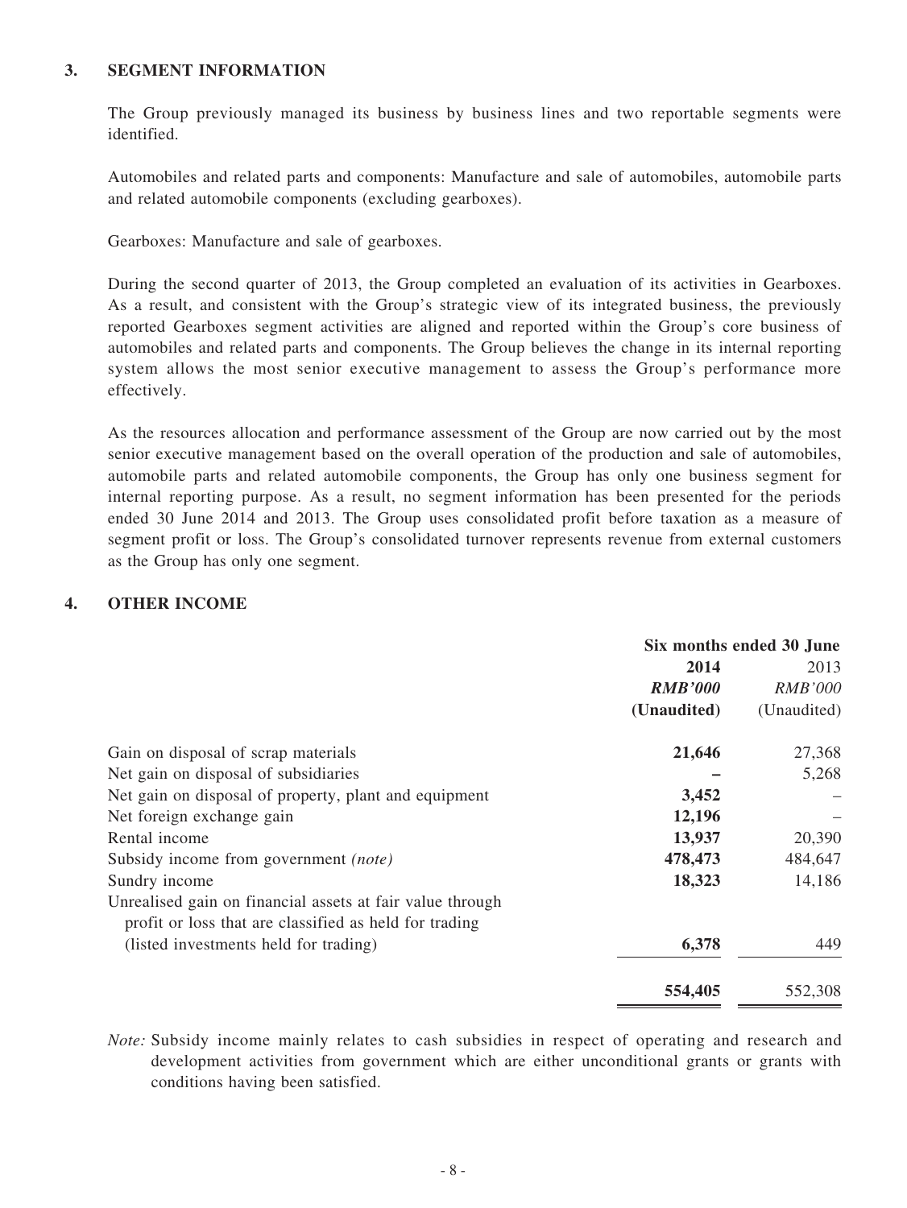## 3. SEGMENT INFORMATION

The Group previously managed its business by business lines and two reportable segments were identified.

Automobiles and related parts and components: Manufacture and sale of automobiles, automobile parts and related automobile components (excluding gearboxes).

Gearboxes: Manufacture and sale of gearboxes.

During the second quarter of 2013, the Group completed an evaluation of its activities in Gearboxes. As a result, and consistent with the Group's strategic view of its integrated business, the previously reported Gearboxes segment activities are aligned and reported within the Group's core business of automobiles and related parts and components. The Group believes the change in its internal reporting system allows the most senior executive management to assess the Group's performance more effectively.

As the resources allocation and performance assessment of the Group are now carried out by the most senior executive management based on the overall operation of the production and sale of automobiles, automobile parts and related automobile components, the Group has only one business segment for internal reporting purpose. As a result, no segment information has been presented for the periods ended 30 June 2014 and 2013. The Group uses consolidated profit before taxation as a measure of segment profit or loss. The Group's consolidated turnover represents revenue from external customers as the Group has only one segment.

## 4. OTHER INCOME

| | Six months ended 30 June | |
|---|---|---|
| | **2014** | 2013 |
| | ***RMB'000*** | *RMB'000* |
| | **(Unaudited)** | (Unaudited) |
| Gain on disposal of scrap materials | **21,646** | 27,368 |
| Net gain on disposal of subsidiaries | **–** | 5,268 |
| Net gain on disposal of property, plant and equipment | **3,452** | – |
| Net foreign exchange gain | **12,196** | – |
| Rental income | **13,937** | 20,390 |
| Subsidy income from government *(note)* | **478,473** | 484,647 |
| Sundry income | **18,323** | 14,186 |
| Unrealised gain on financial assets at fair value through profit or loss that are classified as held for trading (listed investments held for trading) | **6,378** | 449 |
| | **554,405** | 552,308 |

*Note:* Subsidy income mainly relates to cash subsidies in respect of operating and research and development activities from government which are either unconditional grants or grants with conditions having been satisfied.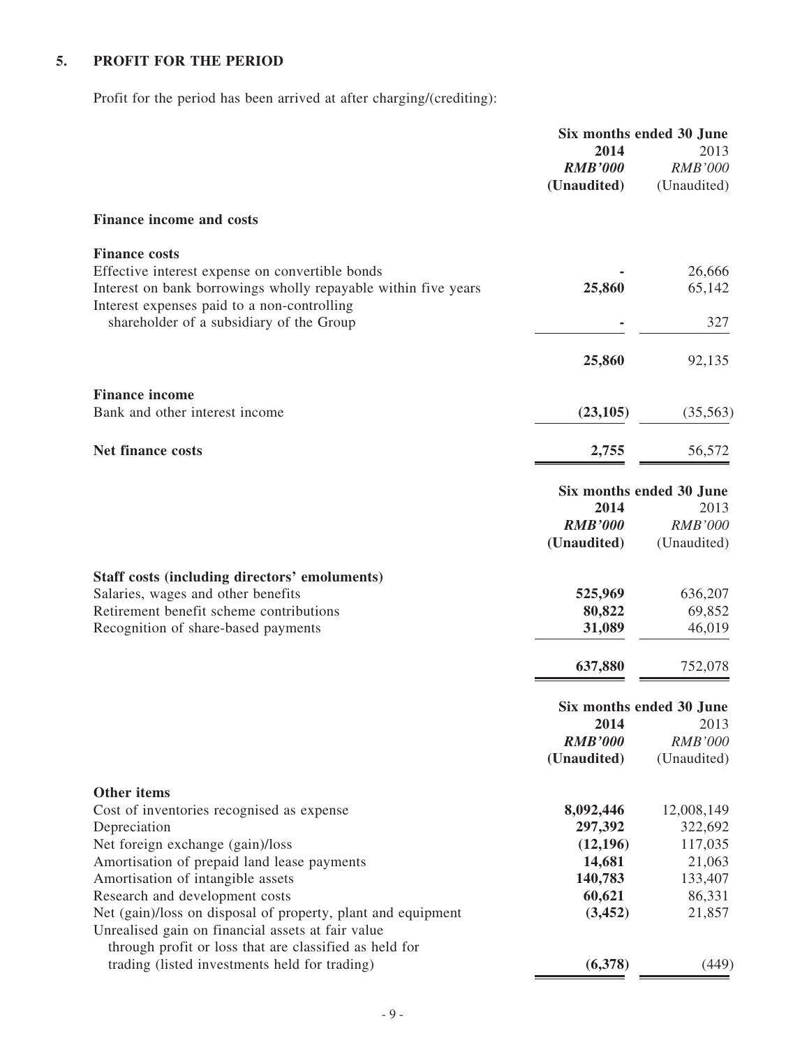## 5. PROFIT FOR THE PERIOD

Profit for the period has been arrived at after charging/(crediting):

| | Six months ended 30 June | |
|---|---|---|
| | **2014** | 2013 |
| | ***RMB'000*** | *RMB'000* |
| | **(Unaudited)** | (Unaudited) |
| **Finance income and costs** | | |
| **Finance costs** | | |
| Effective interest expense on convertible bonds | **-** | 26,666 |
| Interest on bank borrowings wholly repayable within five years | **25,860** | 65,142 |
| Interest expenses paid to a non-controlling shareholder of a subsidiary of the Group | **-** | 327 |
| | **25,860** | 92,135 |
| **Finance income** | | |
| Bank and other interest income | **(23,105)** | (35,563) |
| **Net finance costs** | **2,755** | 56,572 |

| | Six months ended 30 June | |
|---|---|---|
| | **2014** | 2013 |
| | ***RMB'000*** | *RMB'000* |
| | **(Unaudited)** | (Unaudited) |
| **Staff costs (including directors' emoluments)** | | |
| Salaries, wages and other benefits | **525,969** | 636,207 |
| Retirement benefit scheme contributions | **80,822** | 69,852 |
| Recognition of share-based payments | **31,089** | 46,019 |
| | **637,880** | 752,078 |

| | Six months ended 30 June | |
|---|---|---|
| | **2014** | 2013 |
| | ***RMB'000*** | *RMB'000* |
| | **(Unaudited)** | (Unaudited) |
| **Other items** | | |
| Cost of inventories recognised as expense | **8,092,446** | 12,008,149 |
| Depreciation | **297,392** | 322,692 |
| Net foreign exchange (gain)/loss | **(12,196)** | 117,035 |
| Amortisation of prepaid land lease payments | **14,681** | 21,063 |
| Amortisation of intangible assets | **140,783** | 133,407 |
| Research and development costs | **60,621** | 86,331 |
| Net (gain)/loss on disposal of property, plant and equipment | **(3,452)** | 21,857 |
| Unrealised gain on financial assets at fair value through profit or loss that are classified as held for trading (listed investments held for trading) | **(6,378)** | (449) |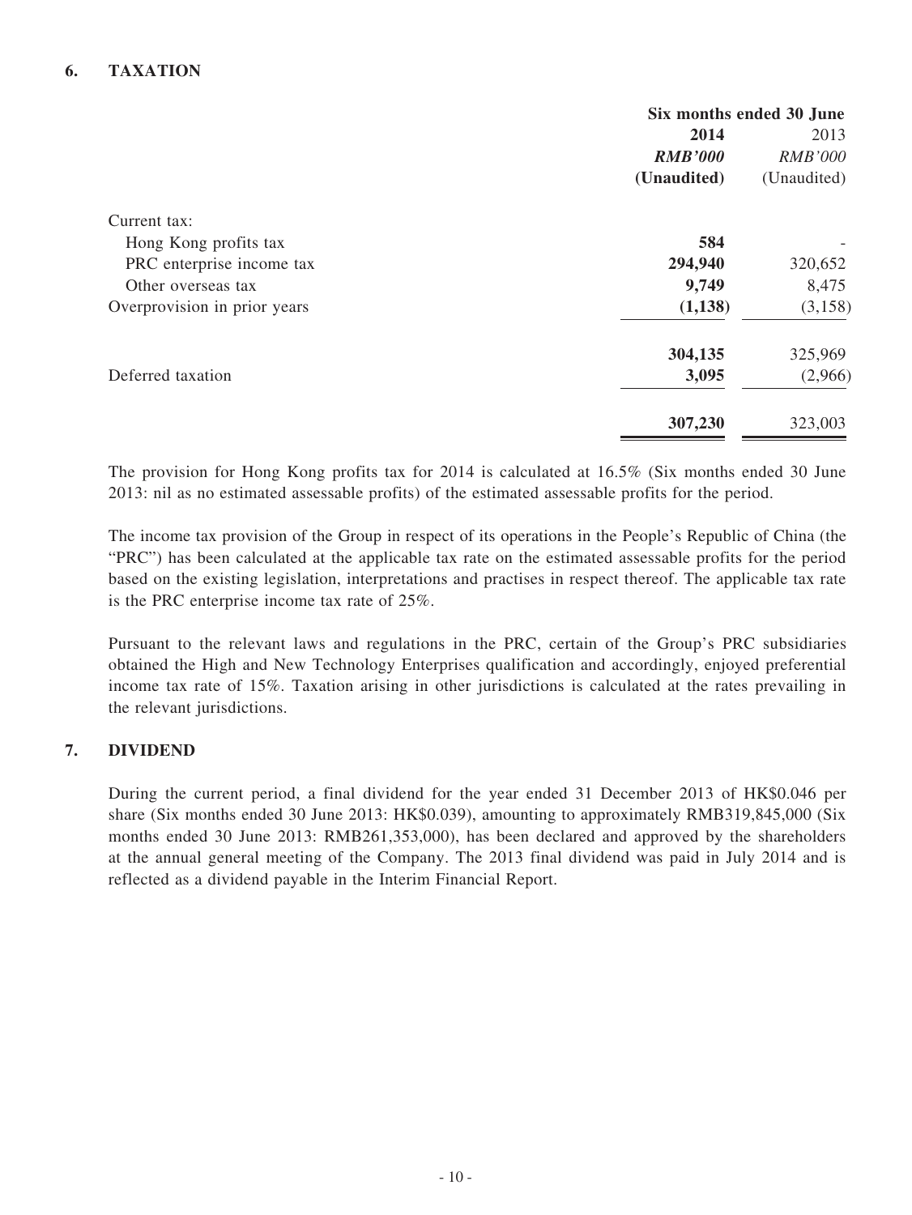## 6. TAXATION

| | Six months ended 30 June | |
|---|---|---|
| | **2014** | 2013 |
| | ***RMB'000*** | *RMB'000* |
| | **(Unaudited)** | (Unaudited) |
| Current tax: | | |
| Hong Kong profits tax | **584** | - |
| PRC enterprise income tax | **294,940** | 320,652 |
| Other overseas tax | **9,749** | 8,475 |
| Overprovision in prior years | **(1,138)** | (3,158) |
| | **304,135** | 325,969 |
| Deferred taxation | **3,095** | (2,966) |
| | **307,230** | 323,003 |

The provision for Hong Kong profits tax for 2014 is calculated at 16.5% (Six months ended 30 June 2013: nil as no estimated assessable profits) of the estimated assessable profits for the period.

The income tax provision of the Group in respect of its operations in the People's Republic of China (the "PRC") has been calculated at the applicable tax rate on the estimated assessable profits for the period based on the existing legislation, interpretations and practises in respect thereof. The applicable tax rate is the PRC enterprise income tax rate of 25%.

Pursuant to the relevant laws and regulations in the PRC, certain of the Group's PRC subsidiaries obtained the High and New Technology Enterprises qualification and accordingly, enjoyed preferential income tax rate of 15%. Taxation arising in other jurisdictions is calculated at the rates prevailing in the relevant jurisdictions.

## 7. DIVIDEND

During the current period, a final dividend for the year ended 31 December 2013 of HK$0.046 per share (Six months ended 30 June 2013: HK$0.039), amounting to approximately RMB319,845,000 (Six months ended 30 June 2013: RMB261,353,000), has been declared and approved by the shareholders at the annual general meeting of the Company. The 2013 final dividend was paid in July 2014 and is reflected as a dividend payable in the Interim Financial Report.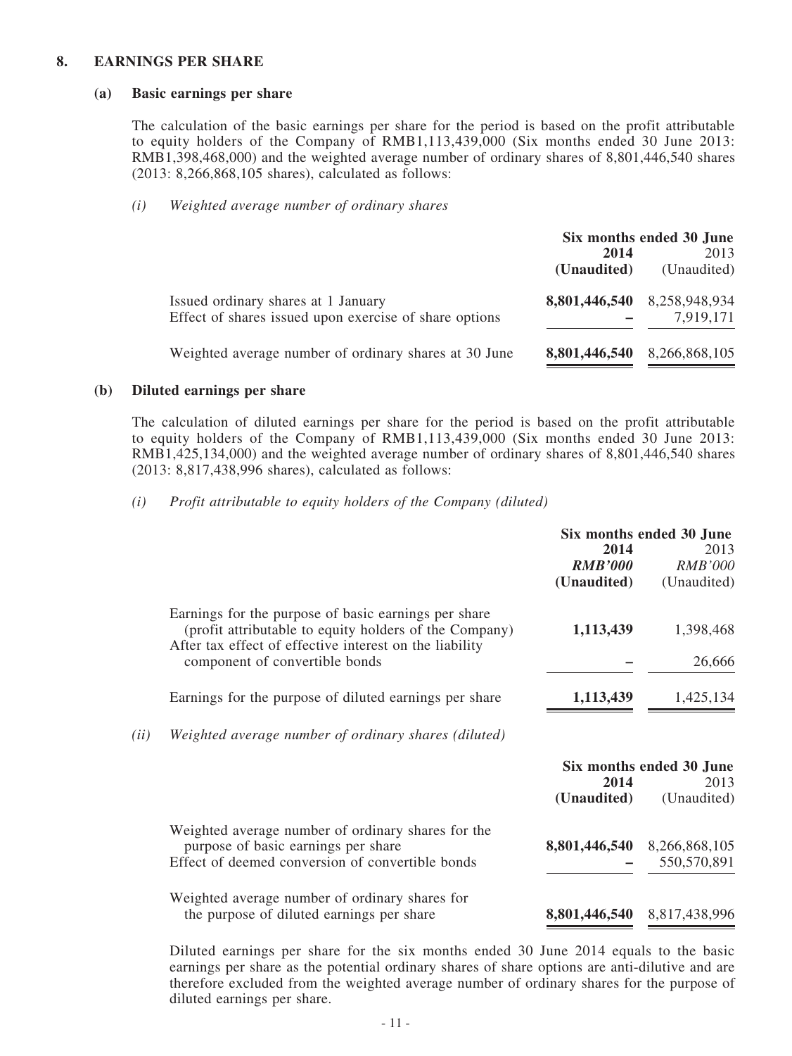## 8. EARNINGS PER SHARE

### (a) Basic earnings per share

The calculation of the basic earnings per share for the period is based on the profit attributable to equity holders of the Company of RMB1,113,439,000 (Six months ended 30 June 2013: RMB1,398,468,000) and the weighted average number of ordinary shares of 8,801,446,540 shares (2013: 8,266,868,105 shares), calculated as follows:

*(i) Weighted average number of ordinary shares*

| | Six months ended 30 June | |
|---|---|---|
| | **2014** | 2013 |
| | **(Unaudited)** | (Unaudited) |
| Issued ordinary shares at 1 January | **8,801,446,540** | 8,258,948,934 |
| Effect of shares issued upon exercise of share options | **–** | 7,919,171 |
| Weighted average number of ordinary shares at 30 June | **8,801,446,540** | 8,266,868,105 |

### (b) Diluted earnings per share

The calculation of diluted earnings per share for the period is based on the profit attributable to equity holders of the Company of RMB1,113,439,000 (Six months ended 30 June 2013: RMB1,425,134,000) and the weighted average number of ordinary shares of 8,801,446,540 shares (2013: 8,817,438,996 shares), calculated as follows:

*(i) Profit attributable to equity holders of the Company (diluted)*

| | Six months ended 30 June | |
|---|---|---|
| | **2014** | 2013 |
| | ***RMB'000*** | *RMB'000* |
| | **(Unaudited)** | (Unaudited) |
| Earnings for the purpose of basic earnings per share (profit attributable to equity holders of the Company) | **1,113,439** | 1,398,468 |
| After tax effect of effective interest on the liability component of convertible bonds | **–** | 26,666 |
| Earnings for the purpose of diluted earnings per share | **1,113,439** | 1,425,134 |

*(ii) Weighted average number of ordinary shares (diluted)*

| | Six months ended 30 June | |
|---|---|---|
| | **2014** | 2013 |
| | **(Unaudited)** | (Unaudited) |
| Weighted average number of ordinary shares for the purpose of basic earnings per share | **8,801,446,540** | 8,266,868,105 |
| Effect of deemed conversion of convertible bonds | **–** | 550,570,891 |
| Weighted average number of ordinary shares for the purpose of diluted earnings per share | **8,801,446,540** | 8,817,438,996 |

Diluted earnings per share for the six months ended 30 June 2014 equals to the basic earnings per share as the potential ordinary shares of share options are anti-dilutive and are therefore excluded from the weighted average number of ordinary shares for the purpose of diluted earnings per share.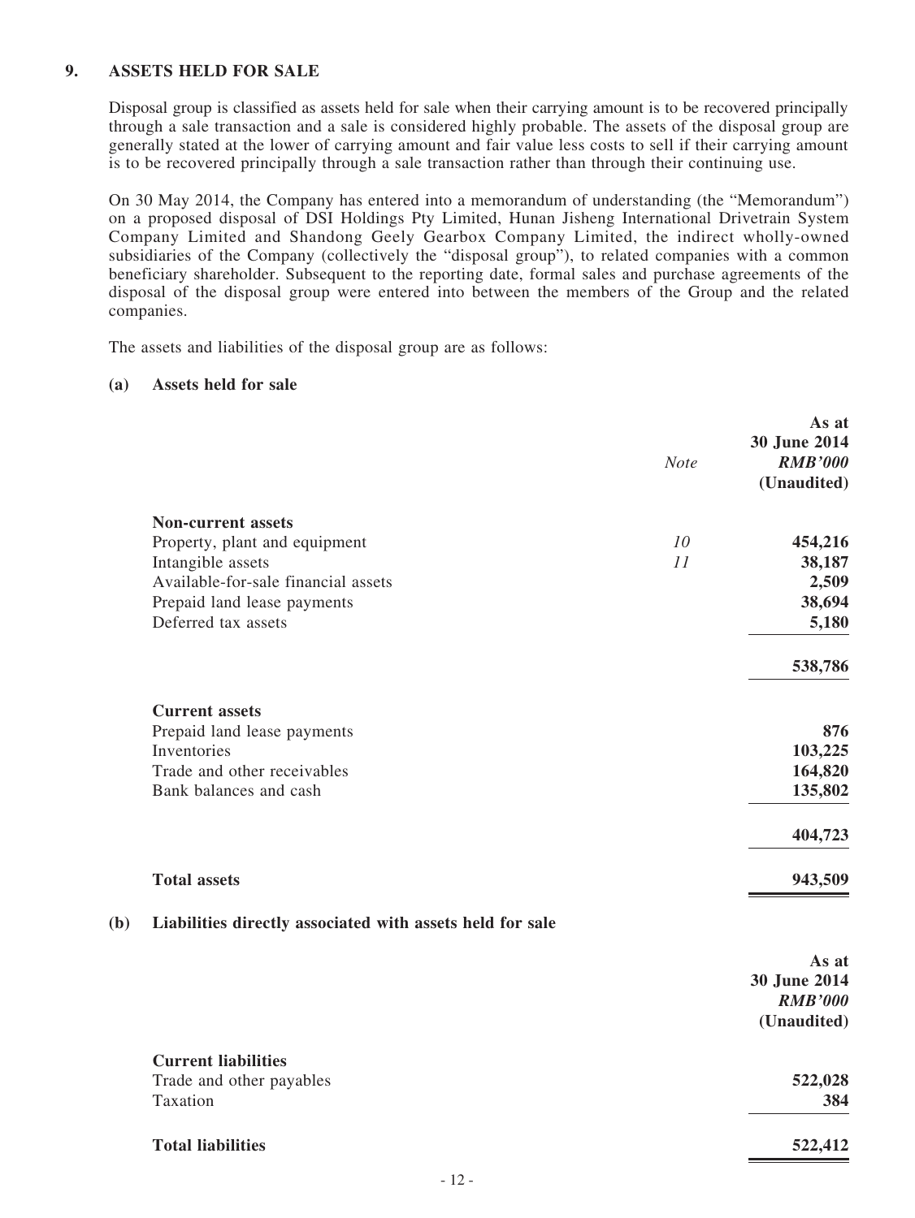## 9. ASSETS HELD FOR SALE

Disposal group is classified as assets held for sale when their carrying amount is to be recovered principally through a sale transaction and a sale is considered highly probable. The assets of the disposal group are generally stated at the lower of carrying amount and fair value less costs to sell if their carrying amount is to be recovered principally through a sale transaction rather than through their continuing use.

On 30 May 2014, the Company has entered into a memorandum of understanding (the "Memorandum") on a proposed disposal of DSI Holdings Pty Limited, Hunan Jisheng International Drivetrain System Company Limited and Shandong Geely Gearbox Company Limited, the indirect wholly-owned subsidiaries of the Company (collectively the "disposal group"), to related companies with a common beneficiary shareholder. Subsequent to the reporting date, formal sales and purchase agreements of the disposal of the disposal group were entered into between the members of the Group and the related companies.

The assets and liabilities of the disposal group are as follows:

### (a) Assets held for sale

| | *Note* | **As at 30 June 2014** ***RMB'000*** **(Unaudited)** |
|---|---|---|
| **Non-current assets** | | |
| Property, plant and equipment | *10* | **454,216** |
| Intangible assets | *11* | **38,187** |
| Available-for-sale financial assets | | **2,509** |
| Prepaid land lease payments | | **38,694** |
| Deferred tax assets | | **5,180** |
| | | **538,786** |
| **Current assets** | | |
| Prepaid land lease payments | | **876** |
| Inventories | | **103,225** |
| Trade and other receivables | | **164,820** |
| Bank balances and cash | | **135,802** |
| | | **404,723** |
| **Total assets** | | **943,509** |

### (b) Liabilities directly associated with assets held for sale

| | **As at 30 June 2014** ***RMB'000*** **(Unaudited)** |
|---|---|
| **Current liabilities** | |
| Trade and other payables | **522,028** |
| Taxation | **384** |
| **Total liabilities** | **522,412** |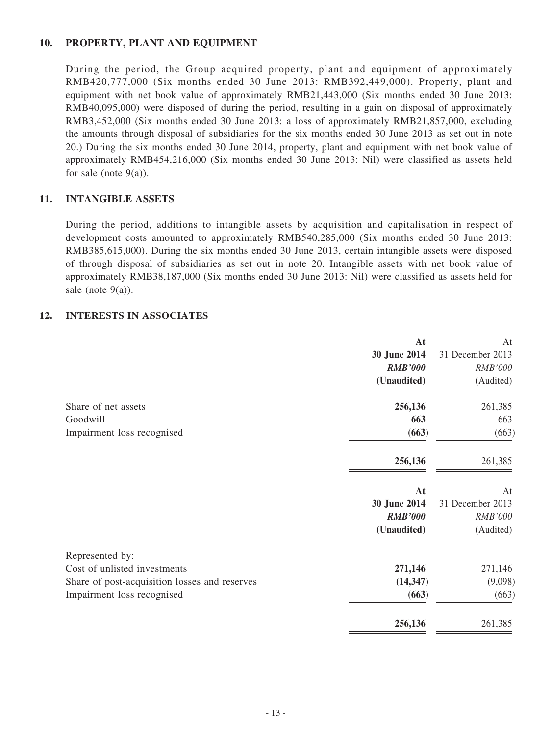## 10. PROPERTY, PLANT AND EQUIPMENT

During the period, the Group acquired property, plant and equipment of approximately RMB420,777,000 (Six months ended 30 June 2013: RMB392,449,000). Property, plant and equipment with net book value of approximately RMB21,443,000 (Six months ended 30 June 2013: RMB40,095,000) were disposed of during the period, resulting in a gain on disposal of approximately RMB3,452,000 (Six months ended 30 June 2013: a loss of approximately RMB21,857,000, excluding the amounts through disposal of subsidiaries for the six months ended 30 June 2013 as set out in note 20.) During the six months ended 30 June 2014, property, plant and equipment with net book value of approximately RMB454,216,000 (Six months ended 30 June 2013: Nil) were classified as assets held for sale (note 9(a)).

## 11. INTANGIBLE ASSETS

During the period, additions to intangible assets by acquisition and capitalisation in respect of development costs amounted to approximately RMB540,285,000 (Six months ended 30 June 2013: RMB385,615,000). During the six months ended 30 June 2013, certain intangible assets were disposed of through disposal of subsidiaries as set out in note 20. Intangible assets with net book value of approximately RMB38,187,000 (Six months ended 30 June 2013: Nil) were classified as assets held for sale (note 9(a)).

## 12. INTERESTS IN ASSOCIATES

| | **At 30 June 2014** *RMB'000* **(Unaudited)** | At 31 December 2013 *RMB'000* (Audited) |
|---|---|---|
| Share of net assets | **256,136** | 261,385 |
| Goodwill | **663** | 663 |
| Impairment loss recognised | **(663)** | (663) |
| | **256,136** | 261,385 |

| | **At 30 June 2014** *RMB'000* **(Unaudited)** | At 31 December 2013 *RMB'000* (Audited) |
|---|---|---|
| Represented by: | | |
| Cost of unlisted investments | **271,146** | 271,146 |
| Share of post-acquisition losses and reserves | **(14,347)** | (9,098) |
| Impairment loss recognised | **(663)** | (663) |
| | **256,136** | 261,385 |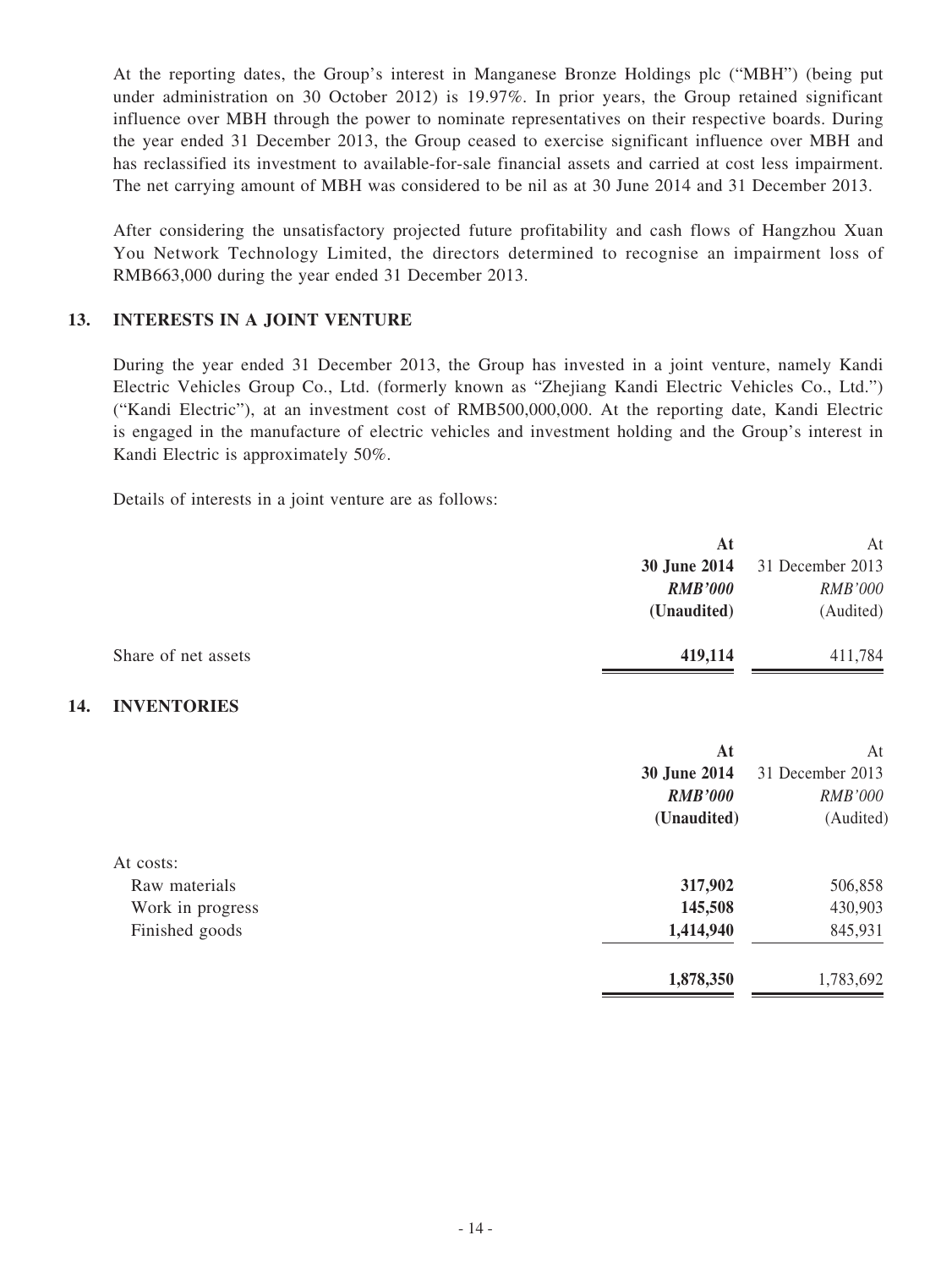At the reporting dates, the Group's interest in Manganese Bronze Holdings plc ("MBH") (being put under administration on 30 October 2012) is 19.97%. In prior years, the Group retained significant influence over MBH through the power to nominate representatives on their respective boards. During the year ended 31 December 2013, the Group ceased to exercise significant influence over MBH and has reclassified its investment to available-for-sale financial assets and carried at cost less impairment. The net carrying amount of MBH was considered to be nil as at 30 June 2014 and 31 December 2013.

After considering the unsatisfactory projected future profitability and cash flows of Hangzhou Xuan You Network Technology Limited, the directors determined to recognise an impairment loss of RMB663,000 during the year ended 31 December 2013.

## 13. INTERESTS IN A JOINT VENTURE

During the year ended 31 December 2013, the Group has invested in a joint venture, namely Kandi Electric Vehicles Group Co., Ltd. (formerly known as "Zhejiang Kandi Electric Vehicles Co., Ltd.") ("Kandi Electric"), at an investment cost of RMB500,000,000. At the reporting date, Kandi Electric is engaged in the manufacture of electric vehicles and investment holding and the Group's interest in Kandi Electric is approximately 50%.

Details of interests in a joint venture are as follows:

| | **At 30 June 2014** | At 31 December 2013 |
|---|---|---|
| | ***RMB'000*** | *RMB'000* |
| | **(Unaudited)** | (Audited) |
| Share of net assets | **419,114** | 411,784 |

## 14. INVENTORIES

| | **At 30 June 2014** | At 31 December 2013 |
|---|---|---|
| | ***RMB'000*** | *RMB'000* |
| | **(Unaudited)** | (Audited) |
| At costs: | | |
| Raw materials | **317,902** | 506,858 |
| Work in progress | **145,508** | 430,903 |
| Finished goods | **1,414,940** | 845,931 |
| | **1,878,350** | 1,783,692 |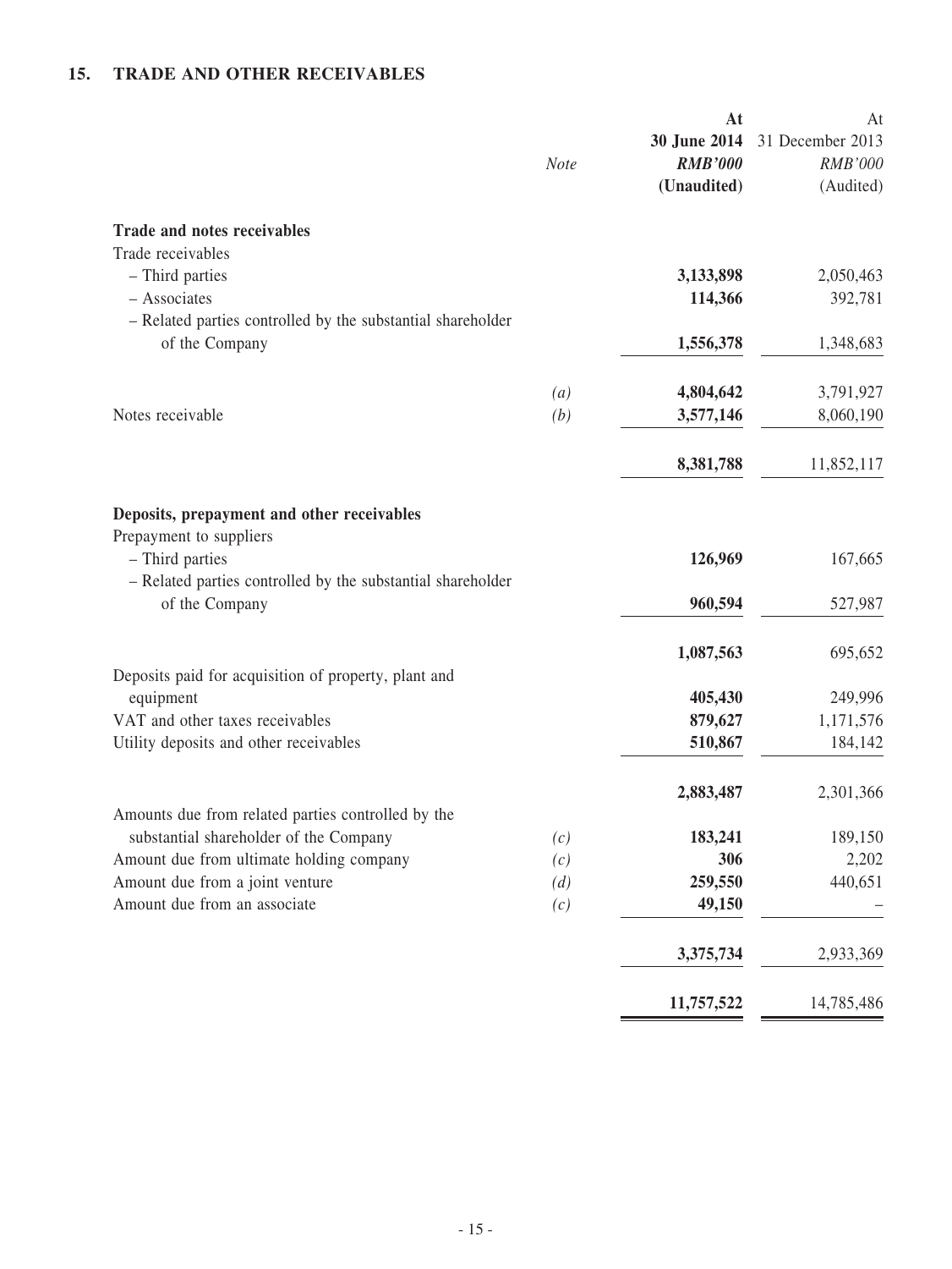## 15. TRADE AND OTHER RECEIVABLES

| | Note | At 30 June 2014 RMB'000 (Unaudited) | At 31 December 2013 RMB'000 (Audited) |
|---|---|---|---|
| **Trade and notes receivables** | | | |
| Trade receivables | | | |
| – Third parties | | **3,133,898** | 2,050,463 |
| – Associates | | **114,366** | 392,781 |
| – Related parties controlled by the substantial shareholder of the Company | | **1,556,378** | 1,348,683 |
| | *(a)* | **4,804,642** | 3,791,927 |
| Notes receivable | *(b)* | **3,577,146** | 8,060,190 |
| | | **8,381,788** | 11,852,117 |
| **Deposits, prepayment and other receivables** | | | |
| Prepayment to suppliers | | | |
| – Third parties | | **126,969** | 167,665 |
| – Related parties controlled by the substantial shareholder of the Company | | **960,594** | 527,987 |
| | | **1,087,563** | 695,652 |
| Deposits paid for acquisition of property, plant and equipment | | **405,430** | 249,996 |
| VAT and other taxes receivables | | **879,627** | 1,171,576 |
| Utility deposits and other receivables | | **510,867** | 184,142 |
| | | **2,883,487** | 2,301,366 |
| Amounts due from related parties controlled by the substantial shareholder of the Company | *(c)* | **183,241** | 189,150 |
| Amount due from ultimate holding company | *(c)* | **306** | 2,202 |
| Amount due from a joint venture | *(d)* | **259,550** | 440,651 |
| Amount due from an associate | *(c)* | **49,150** | – |
| | | **3,375,734** | 2,933,369 |
| | | **11,757,522** | 14,785,486 |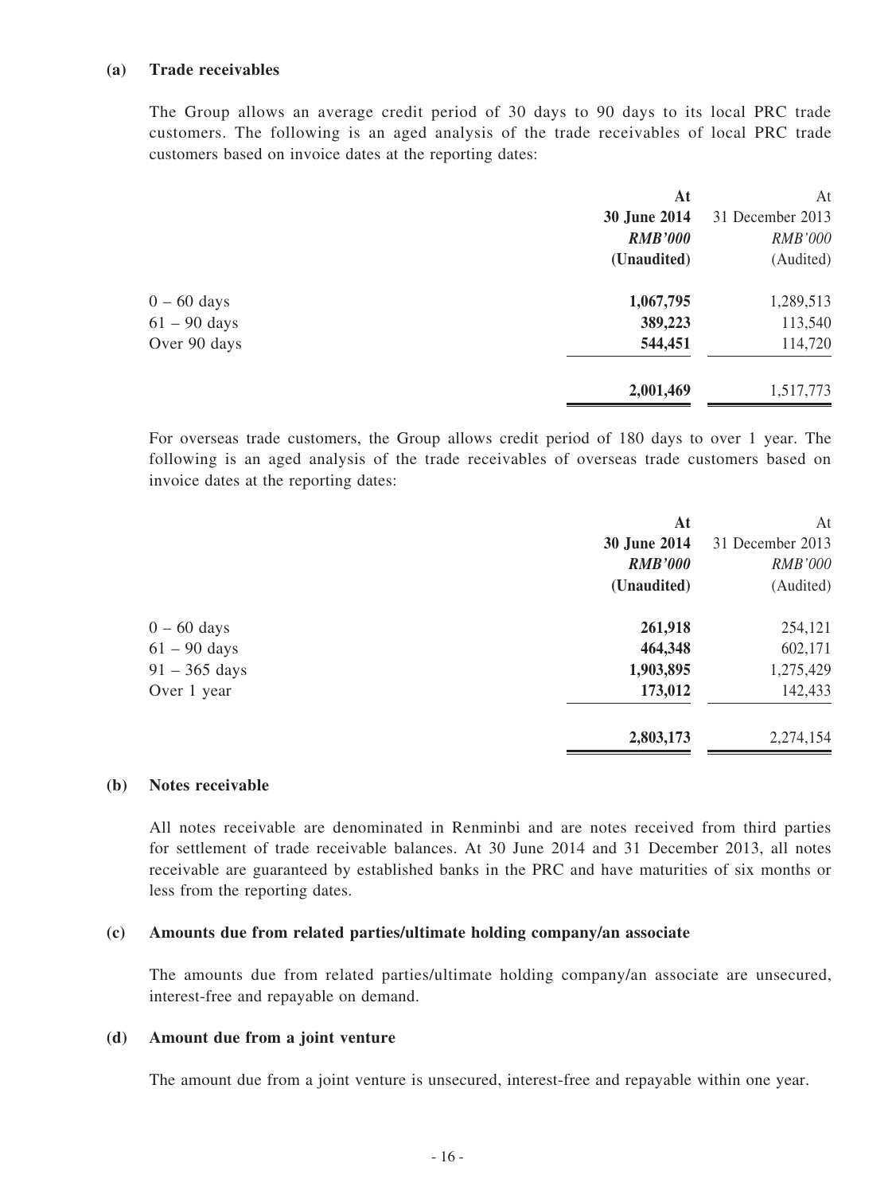**(a) Trade receivables**

The Group allows an average credit period of 30 days to 90 days to its local PRC trade customers. The following is an aged analysis of the trade receivables of local PRC trade customers based on invoice dates at the reporting dates:

| | **At 30 June 2014** *RMB'000* (Unaudited) | At 31 December 2013 *RMB'000* (Audited) |
|---|---|---|
| 0 – 60 days | **1,067,795** | 1,289,513 |
| 61 – 90 days | **389,223** | 113,540 |
| Over 90 days | **544,451** | 114,720 |
| | **2,001,469** | 1,517,773 |

For overseas trade customers, the Group allows credit period of 180 days to over 1 year. The following is an aged analysis of the trade receivables of overseas trade customers based on invoice dates at the reporting dates:

| | **At 30 June 2014** *RMB'000* (Unaudited) | At 31 December 2013 *RMB'000* (Audited) |
|---|---|---|
| 0 – 60 days | **261,918** | 254,121 |
| 61 – 90 days | **464,348** | 602,171 |
| 91 – 365 days | **1,903,895** | 1,275,429 |
| Over 1 year | **173,012** | 142,433 |
| | **2,803,173** | 2,274,154 |

**(b) Notes receivable**

All notes receivable are denominated in Renminbi and are notes received from third parties for settlement of trade receivable balances. At 30 June 2014 and 31 December 2013, all notes receivable are guaranteed by established banks in the PRC and have maturities of six months or less from the reporting dates.

**(c) Amounts due from related parties/ultimate holding company/an associate**

The amounts due from related parties/ultimate holding company/an associate are unsecured, interest-free and repayable on demand.

**(d) Amount due from a joint venture**

The amount due from a joint venture is unsecured, interest-free and repayable within one year.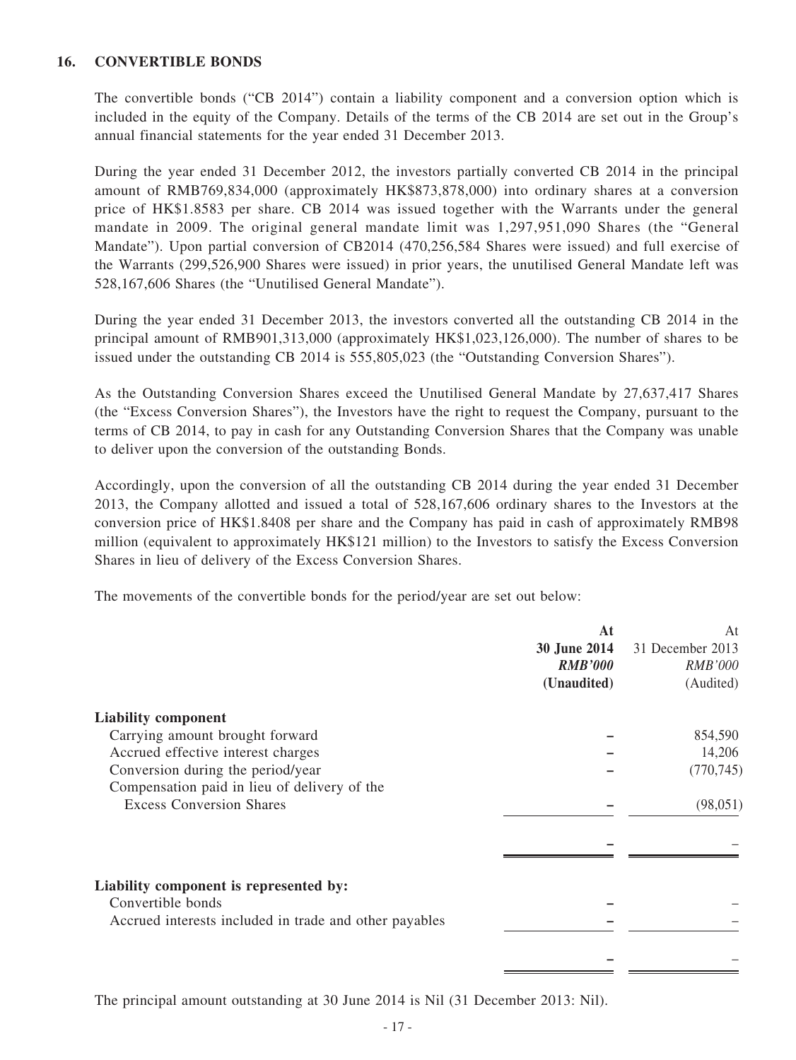## 16. CONVERTIBLE BONDS

The convertible bonds ("CB 2014") contain a liability component and a conversion option which is included in the equity of the Company. Details of the terms of the CB 2014 are set out in the Group's annual financial statements for the year ended 31 December 2013.

During the year ended 31 December 2012, the investors partially converted CB 2014 in the principal amount of RMB769,834,000 (approximately HK$873,878,000) into ordinary shares at a conversion price of HK$1.8583 per share. CB 2014 was issued together with the Warrants under the general mandate in 2009. The original general mandate limit was 1,297,951,090 Shares (the "General Mandate"). Upon partial conversion of CB2014 (470,256,584 Shares were issued) and full exercise of the Warrants (299,526,900 Shares were issued) in prior years, the unutilised General Mandate left was 528,167,606 Shares (the "Unutilised General Mandate").

During the year ended 31 December 2013, the investors converted all the outstanding CB 2014 in the principal amount of RMB901,313,000 (approximately HK$1,023,126,000). The number of shares to be issued under the outstanding CB 2014 is 555,805,023 (the "Outstanding Conversion Shares").

As the Outstanding Conversion Shares exceed the Unutilised General Mandate by 27,637,417 Shares (the "Excess Conversion Shares"), the Investors have the right to request the Company, pursuant to the terms of CB 2014, to pay in cash for any Outstanding Conversion Shares that the Company was unable to deliver upon the conversion of the outstanding Bonds.

Accordingly, upon the conversion of all the outstanding CB 2014 during the year ended 31 December 2013, the Company allotted and issued a total of 528,167,606 ordinary shares to the Investors at the conversion price of HK$1.8408 per share and the Company has paid in cash of approximately RMB98 million (equivalent to approximately HK$121 million) to the Investors to satisfy the Excess Conversion Shares in lieu of delivery of the Excess Conversion Shares.

The movements of the convertible bonds for the period/year are set out below:

| | **At 30 June 2014** *RMB'000* **(Unaudited)** | At 31 December 2013 *RMB'000* (Audited) |
|---|---|---|
| **Liability component** | | |
| Carrying amount brought forward | – | 854,590 |
| Accrued effective interest charges | – | 14,206 |
| Conversion during the period/year | – | (770,745) |
| Compensation paid in lieu of delivery of the Excess Conversion Shares | – | (98,051) |
| | – | – |
| **Liability component is represented by:** | | |
| Convertible bonds | – | – |
| Accrued interests included in trade and other payables | – | – |
| | – | – |

The principal amount outstanding at 30 June 2014 is Nil (31 December 2013: Nil).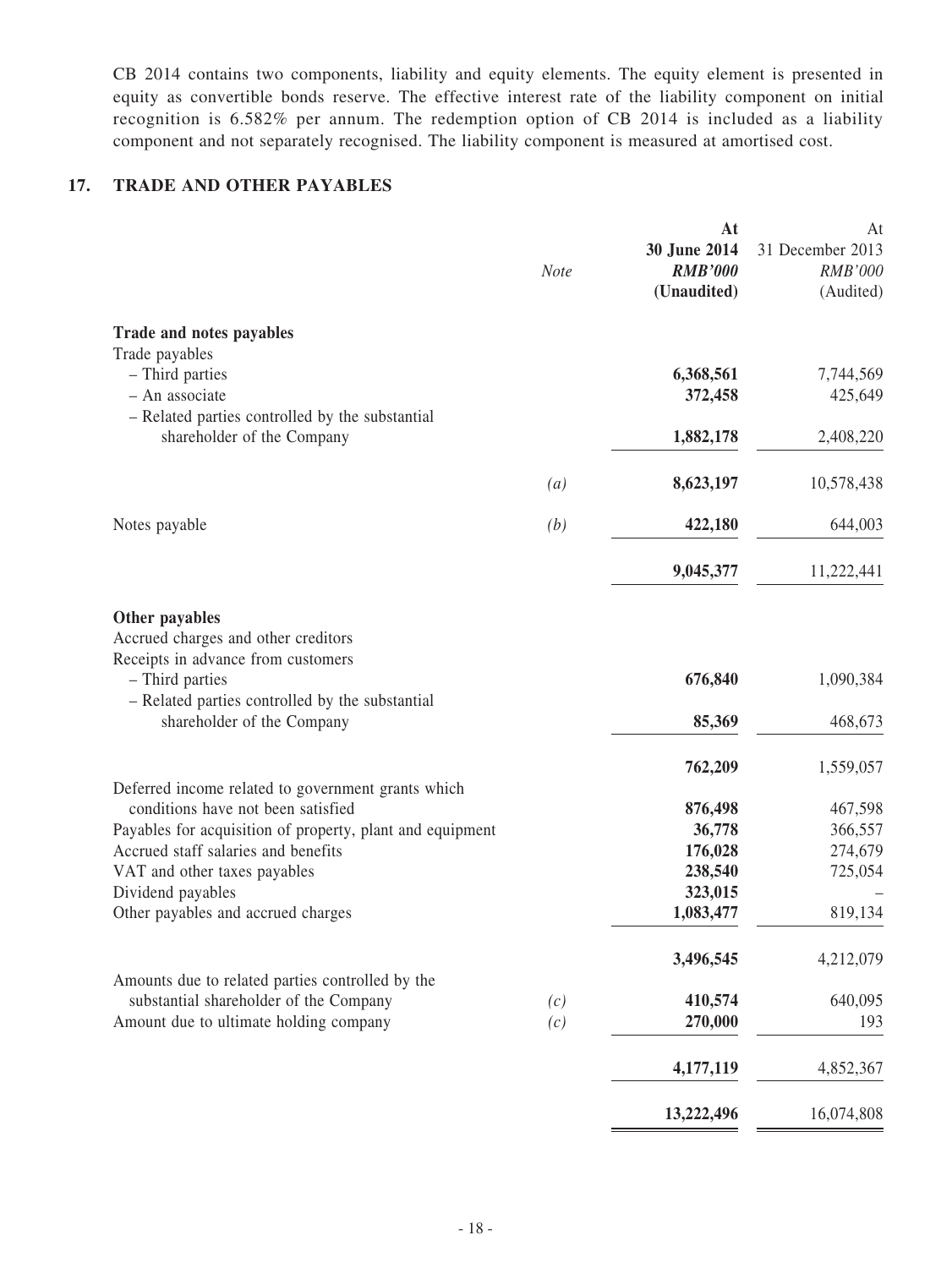CB 2014 contains two components, liability and equity elements. The equity element is presented in equity as convertible bonds reserve. The effective interest rate of the liability component on initial recognition is 6.582% per annum. The redemption option of CB 2014 is included as a liability component and not separately recognised. The liability component is measured at amortised cost.

## 17. TRADE AND OTHER PAYABLES

| | *Note* | **At 30 June 2014** ***RMB'000*** **(Unaudited)** | At 31 December 2013 *RMB'000* (Audited) |
|---|---|---|---|
| **Trade and notes payables** | | | |
| Trade payables | | | |
| – Third parties | | **6,368,561** | 7,744,569 |
| – An associate | | **372,458** | 425,649 |
| – Related parties controlled by the substantial shareholder of the Company | | **1,882,178** | 2,408,220 |
| | *(a)* | **8,623,197** | 10,578,438 |
| Notes payable | *(b)* | **422,180** | 644,003 |
| | | **9,045,377** | 11,222,441 |
| **Other payables** | | | |
| Accrued charges and other creditors | | | |
| Receipts in advance from customers | | | |
| – Third parties | | **676,840** | 1,090,384 |
| – Related parties controlled by the substantial shareholder of the Company | | **85,369** | 468,673 |
| | | **762,209** | 1,559,057 |
| Deferred income related to government grants which conditions have not been satisfied | | **876,498** | 467,598 |
| Payables for acquisition of property, plant and equipment | | **36,778** | 366,557 |
| Accrued staff salaries and benefits | | **176,028** | 274,679 |
| VAT and other taxes payables | | **238,540** | 725,054 |
| Dividend payables | | **323,015** | – |
| Other payables and accrued charges | | **1,083,477** | 819,134 |
| | | **3,496,545** | 4,212,079 |
| Amounts due to related parties controlled by the substantial shareholder of the Company | *(c)* | **410,574** | 640,095 |
| Amount due to ultimate holding company | *(c)* | **270,000** | 193 |
| | | **4,177,119** | 4,852,367 |
| | | **13,222,496** | 16,074,808 |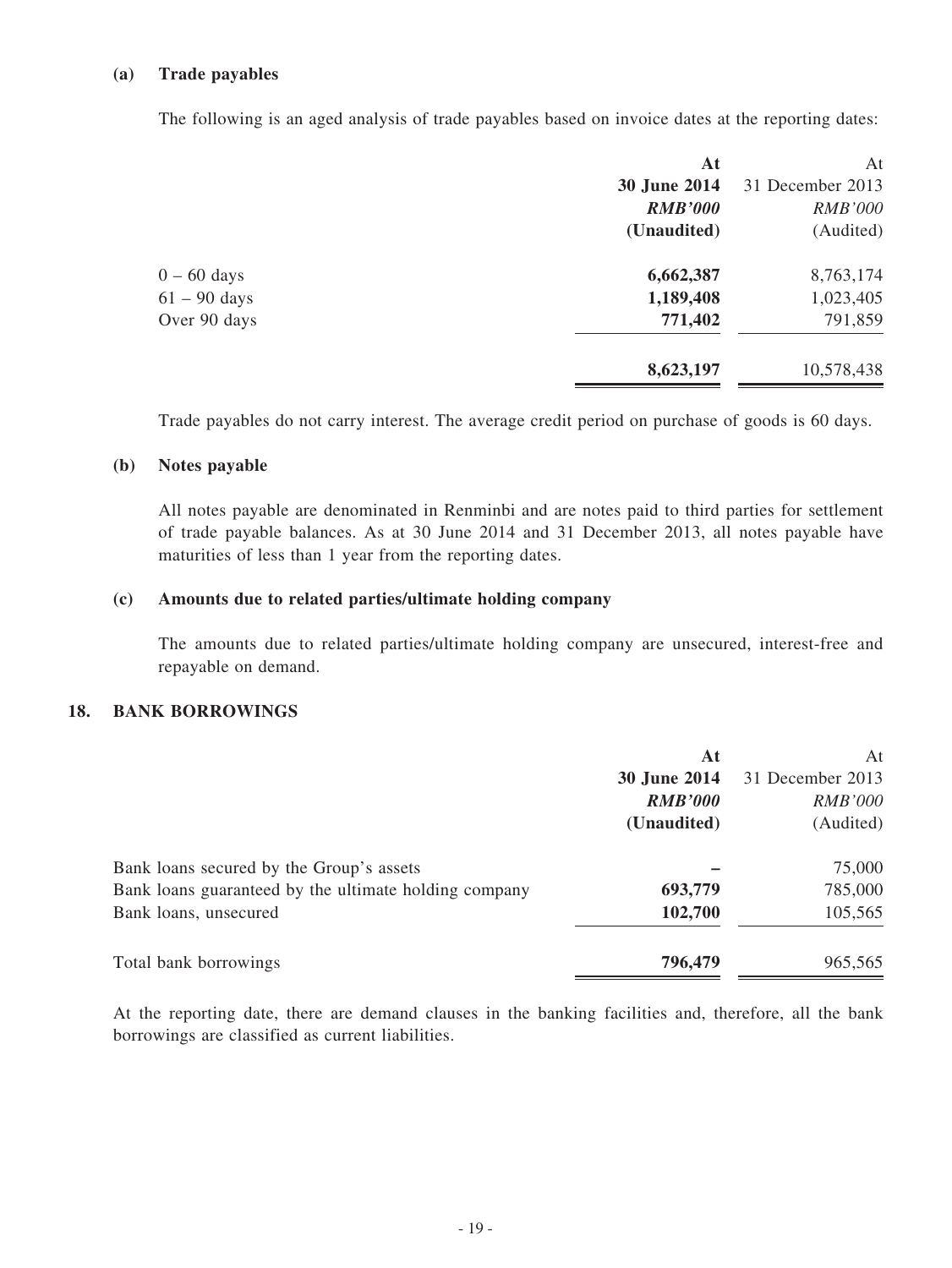**(a) Trade payables**

The following is an aged analysis of trade payables based on invoice dates at the reporting dates:

| | **At 30 June 2014** ***RMB'000*** **(Unaudited)** | At 31 December 2013 *RMB'000* (Audited) |
|---|---|---|
| 0 – 60 days | **6,662,387** | 8,763,174 |
| 61 – 90 days | **1,189,408** | 1,023,405 |
| Over 90 days | **771,402** | 791,859 |
| | **8,623,197** | 10,578,438 |

Trade payables do not carry interest. The average credit period on purchase of goods is 60 days.

**(b) Notes payable**

All notes payable are denominated in Renminbi and are notes paid to third parties for settlement of trade payable balances. As at 30 June 2014 and 31 December 2013, all notes payable have maturities of less than 1 year from the reporting dates.

**(c) Amounts due to related parties/ultimate holding company**

The amounts due to related parties/ultimate holding company are unsecured, interest-free and repayable on demand.

## 18. BANK BORROWINGS

| | **At 30 June 2014** ***RMB'000*** **(Unaudited)** | At 31 December 2013 *RMB'000* (Audited) |
|---|---|---|
| Bank loans secured by the Group's assets | **–** | 75,000 |
| Bank loans guaranteed by the ultimate holding company | **693,779** | 785,000 |
| Bank loans, unsecured | **102,700** | 105,565 |
| Total bank borrowings | **796,479** | 965,565 |

At the reporting date, there are demand clauses in the banking facilities and, therefore, all the bank borrowings are classified as current liabilities.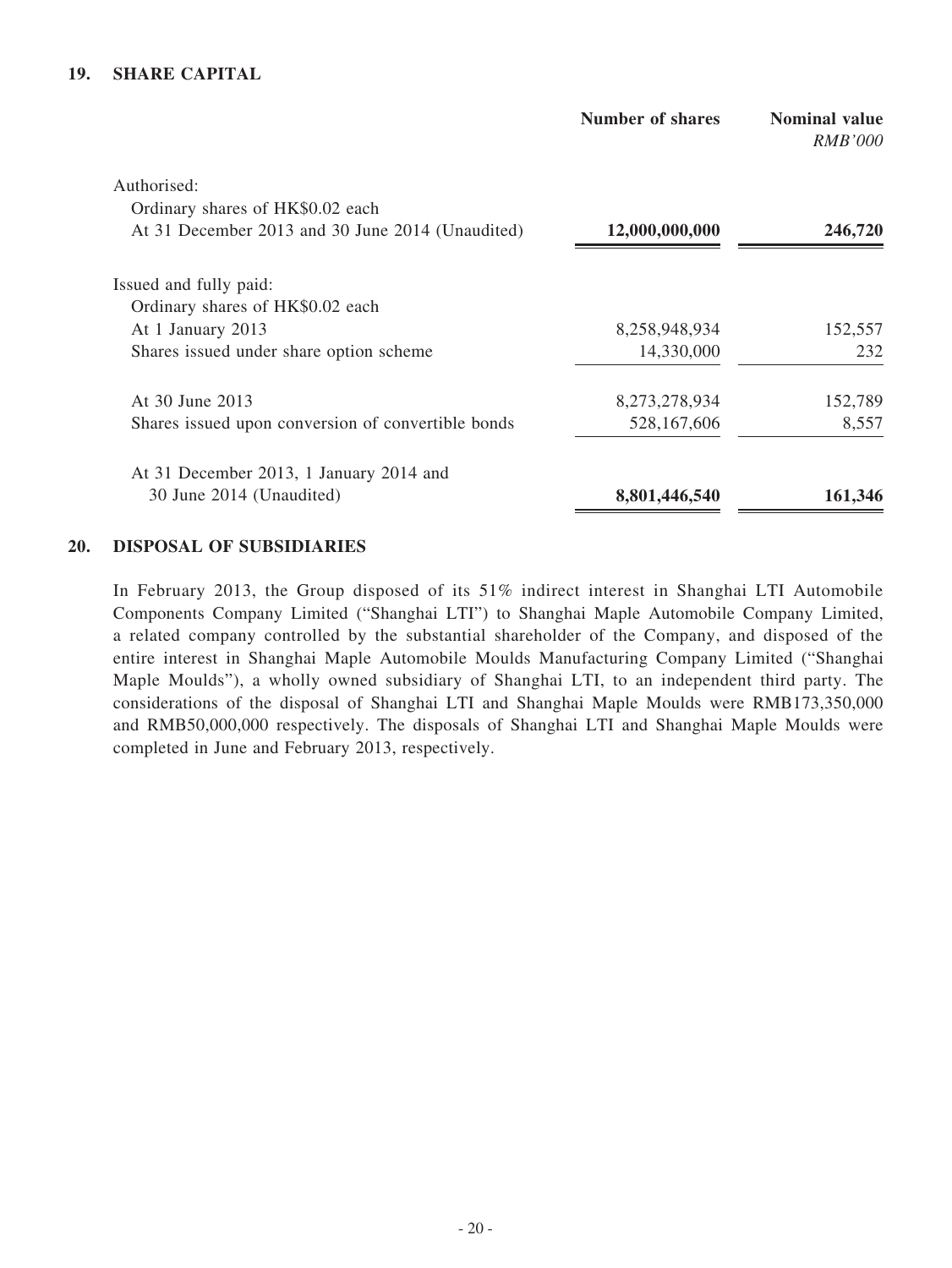## 19. SHARE CAPITAL

| | Number of shares | Nominal value *RMB'000* |
|---|---|---|
| Authorised: | | |
| Ordinary shares of HK$0.02 each | | |
| At 31 December 2013 and 30 June 2014 (Unaudited) | **12,000,000,000** | **246,720** |
| Issued and fully paid: | | |
| Ordinary shares of HK$0.02 each | | |
| At 1 January 2013 | 8,258,948,934 | 152,557 |
| Shares issued under share option scheme | 14,330,000 | 232 |
| At 30 June 2013 | 8,273,278,934 | 152,789 |
| Shares issued upon conversion of convertible bonds | 528,167,606 | 8,557 |
| At 31 December 2013, 1 January 2014 and 30 June 2014 (Unaudited) | **8,801,446,540** | **161,346** |

## 20. DISPOSAL OF SUBSIDIARIES

In February 2013, the Group disposed of its 51% indirect interest in Shanghai LTI Automobile Components Company Limited ("Shanghai LTI") to Shanghai Maple Automobile Company Limited, a related company controlled by the substantial shareholder of the Company, and disposed of the entire interest in Shanghai Maple Automobile Moulds Manufacturing Company Limited ("Shanghai Maple Moulds"), a wholly owned subsidiary of Shanghai LTI, to an independent third party. The considerations of the disposal of Shanghai LTI and Shanghai Maple Moulds were RMB173,350,000 and RMB50,000,000 respectively. The disposals of Shanghai LTI and Shanghai Maple Moulds were completed in June and February 2013, respectively.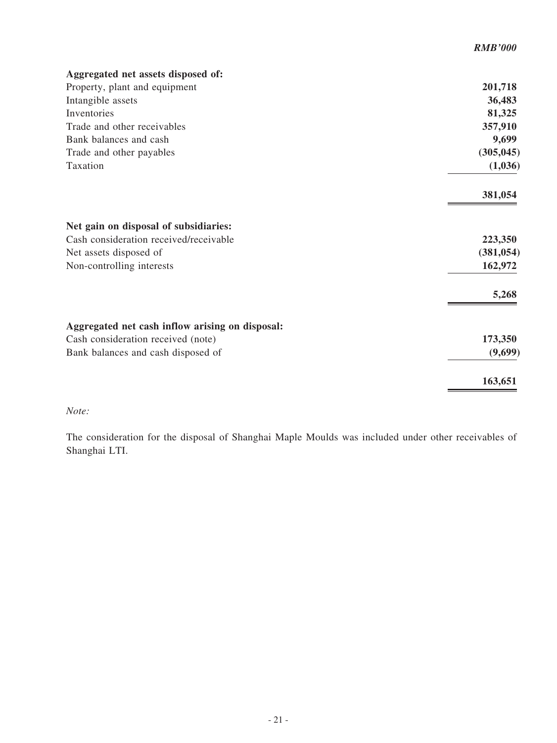| | RMB'000 |
|---|---|
| **Aggregated net assets disposed of:** | |
| Property, plant and equipment | **201,718** |
| Intangible assets | **36,483** |
| Inventories | **81,325** |
| Trade and other receivables | **357,910** |
| Bank balances and cash | **9,699** |
| Trade and other payables | **(305,045)** |
| Taxation | **(1,036)** |
| | **381,054** |
| **Net gain on disposal of subsidiaries:** | |
| Cash consideration received/receivable | **223,350** |
| Net assets disposed of | **(381,054)** |
| Non-controlling interests | **162,972** |
| | **5,268** |
| **Aggregated net cash inflow arising on disposal:** | |
| Cash consideration received (note) | **173,350** |
| Bank balances and cash disposed of | **(9,699)** |
| | **163,651** |

*Note:*

The consideration for the disposal of Shanghai Maple Moulds was included under other receivables of Shanghai LTI.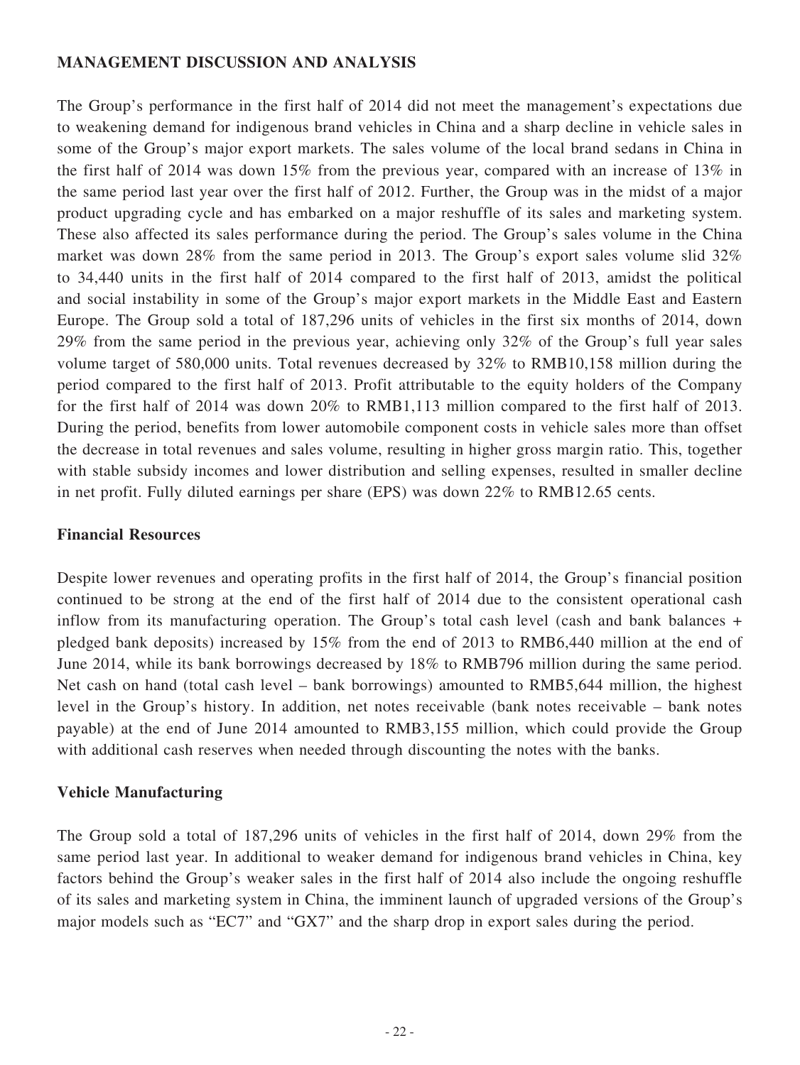## MANAGEMENT DISCUSSION AND ANALYSIS

The Group's performance in the first half of 2014 did not meet the management's expectations due to weakening demand for indigenous brand vehicles in China and a sharp decline in vehicle sales in some of the Group's major export markets. The sales volume of the local brand sedans in China in the first half of 2014 was down 15% from the previous year, compared with an increase of 13% in the same period last year over the first half of 2012. Further, the Group was in the midst of a major product upgrading cycle and has embarked on a major reshuffle of its sales and marketing system. These also affected its sales performance during the period. The Group's sales volume in the China market was down 28% from the same period in 2013. The Group's export sales volume slid 32% to 34,440 units in the first half of 2014 compared to the first half of 2013, amidst the political and social instability in some of the Group's major export markets in the Middle East and Eastern Europe. The Group sold a total of 187,296 units of vehicles in the first six months of 2014, down 29% from the same period in the previous year, achieving only 32% of the Group's full year sales volume target of 580,000 units. Total revenues decreased by 32% to RMB10,158 million during the period compared to the first half of 2013. Profit attributable to the equity holders of the Company for the first half of 2014 was down 20% to RMB1,113 million compared to the first half of 2013. During the period, benefits from lower automobile component costs in vehicle sales more than offset the decrease in total revenues and sales volume, resulting in higher gross margin ratio. This, together with stable subsidy incomes and lower distribution and selling expenses, resulted in smaller decline in net profit. Fully diluted earnings per share (EPS) was down 22% to RMB12.65 cents.

### Financial Resources

Despite lower revenues and operating profits in the first half of 2014, the Group's financial position continued to be strong at the end of the first half of 2014 due to the consistent operational cash inflow from its manufacturing operation. The Group's total cash level (cash and bank balances + pledged bank deposits) increased by 15% from the end of 2013 to RMB6,440 million at the end of June 2014, while its bank borrowings decreased by 18% to RMB796 million during the same period. Net cash on hand (total cash level – bank borrowings) amounted to RMB5,644 million, the highest level in the Group's history. In addition, net notes receivable (bank notes receivable – bank notes payable) at the end of June 2014 amounted to RMB3,155 million, which could provide the Group with additional cash reserves when needed through discounting the notes with the banks.

### Vehicle Manufacturing

The Group sold a total of 187,296 units of vehicles in the first half of 2014, down 29% from the same period last year. In additional to weaker demand for indigenous brand vehicles in China, key factors behind the Group's weaker sales in the first half of 2014 also include the ongoing reshuffle of its sales and marketing system in China, the imminent launch of upgraded versions of the Group's major models such as "EC7" and "GX7" and the sharp drop in export sales during the period.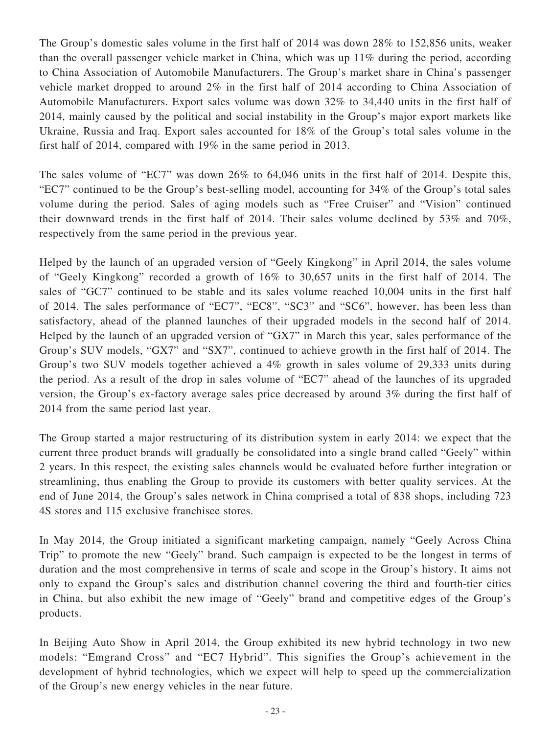The Group's domestic sales volume in the first half of 2014 was down 28% to 152,856 units, weaker than the overall passenger vehicle market in China, which was up 11% during the period, according to China Association of Automobile Manufacturers. The Group's market share in China's passenger vehicle market dropped to around 2% in the first half of 2014 according to China Association of Automobile Manufacturers. Export sales volume was down 32% to 34,440 units in the first half of 2014, mainly caused by the political and social instability in the Group's major export markets like Ukraine, Russia and Iraq. Export sales accounted for 18% of the Group's total sales volume in the first half of 2014, compared with 19% in the same period in 2013.

The sales volume of "EC7" was down 26% to 64,046 units in the first half of 2014. Despite this, "EC7" continued to be the Group's best-selling model, accounting for 34% of the Group's total sales volume during the period. Sales of aging models such as "Free Cruiser" and "Vision" continued their downward trends in the first half of 2014. Their sales volume declined by 53% and 70%, respectively from the same period in the previous year.

Helped by the launch of an upgraded version of "Geely Kingkong" in April 2014, the sales volume of "Geely Kingkong" recorded a growth of 16% to 30,657 units in the first half of 2014. The sales of "GC7" continued to be stable and its sales volume reached 10,004 units in the first half of 2014. The sales performance of "EC7", "EC8", "SC3" and "SC6", however, has been less than satisfactory, ahead of the planned launches of their upgraded models in the second half of 2014. Helped by the launch of an upgraded version of "GX7" in March this year, sales performance of the Group's SUV models, "GX7" and "SX7", continued to achieve growth in the first half of 2014. The Group's two SUV models together achieved a 4% growth in sales volume of 29,333 units during the period. As a result of the drop in sales volume of "EC7" ahead of the launches of its upgraded version, the Group's ex-factory average sales price decreased by around 3% during the first half of 2014 from the same period last year.

The Group started a major restructuring of its distribution system in early 2014: we expect that the current three product brands will gradually be consolidated into a single brand called "Geely" within 2 years. In this respect, the existing sales channels would be evaluated before further integration or streamlining, thus enabling the Group to provide its customers with better quality services. At the end of June 2014, the Group's sales network in China comprised a total of 838 shops, including 723 4S stores and 115 exclusive franchisee stores.

In May 2014, the Group initiated a significant marketing campaign, namely "Geely Across China Trip" to promote the new "Geely" brand. Such campaign is expected to be the longest in terms of duration and the most comprehensive in terms of scale and scope in the Group's history. It aims not only to expand the Group's sales and distribution channel covering the third and fourth-tier cities in China, but also exhibit the new image of "Geely" brand and competitive edges of the Group's products.

In Beijing Auto Show in April 2014, the Group exhibited its new hybrid technology in two new models: "Emgrand Cross" and "EC7 Hybrid". This signifies the Group's achievement in the development of hybrid technologies, which we expect will help to speed up the commercialization of the Group's new energy vehicles in the near future.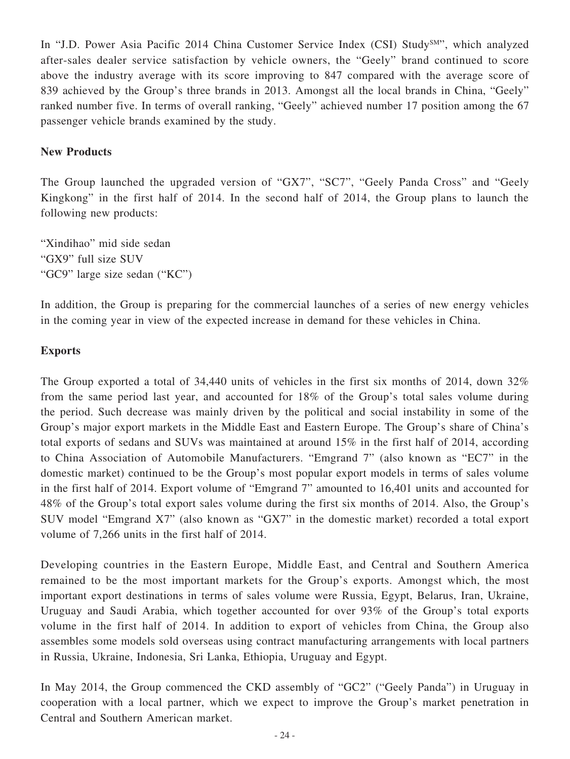In "J.D. Power Asia Pacific 2014 China Customer Service Index (CSI) Study[SM]", which analyzed after-sales dealer service satisfaction by vehicle owners, the "Geely" brand continued to score above the industry average with its score improving to 847 compared with the average score of 839 achieved by the Group's three brands in 2013. Amongst all the local brands in China, "Geely" ranked number five. In terms of overall ranking, "Geely" achieved number 17 position among the 67 passenger vehicle brands examined by the study.

**New Products**

The Group launched the upgraded version of "GX7", "SC7", "Geely Panda Cross" and "Geely Kingkong" in the first half of 2014. In the second half of 2014, the Group plans to launch the following new products:

"Xindihao" mid side sedan
"GX9" full size SUV
"GC9" large size sedan ("KC")

In addition, the Group is preparing for the commercial launches of a series of new energy vehicles in the coming year in view of the expected increase in demand for these vehicles in China.

**Exports**

The Group exported a total of 34,440 units of vehicles in the first six months of 2014, down 32% from the same period last year, and accounted for 18% of the Group's total sales volume during the period. Such decrease was mainly driven by the political and social instability in some of the Group's major export markets in the Middle East and Eastern Europe. The Group's share of China's total exports of sedans and SUVs was maintained at around 15% in the first half of 2014, according to China Association of Automobile Manufacturers. "Emgrand 7" (also known as "EC7" in the domestic market) continued to be the Group's most popular export models in terms of sales volume in the first half of 2014. Export volume of "Emgrand 7" amounted to 16,401 units and accounted for 48% of the Group's total export sales volume during the first six months of 2014. Also, the Group's SUV model "Emgrand X7" (also known as "GX7" in the domestic market) recorded a total export volume of 7,266 units in the first half of 2014.

Developing countries in the Eastern Europe, Middle East, and Central and Southern America remained to be the most important markets for the Group's exports. Amongst which, the most important export destinations in terms of sales volume were Russia, Egypt, Belarus, Iran, Ukraine, Uruguay and Saudi Arabia, which together accounted for over 93% of the Group's total exports volume in the first half of 2014. In addition to export of vehicles from China, the Group also assembles some models sold overseas using contract manufacturing arrangements with local partners in Russia, Ukraine, Indonesia, Sri Lanka, Ethiopia, Uruguay and Egypt.

In May 2014, the Group commenced the CKD assembly of "GC2" ("Geely Panda") in Uruguay in cooperation with a local partner, which we expect to improve the Group's market penetration in Central and Southern American market.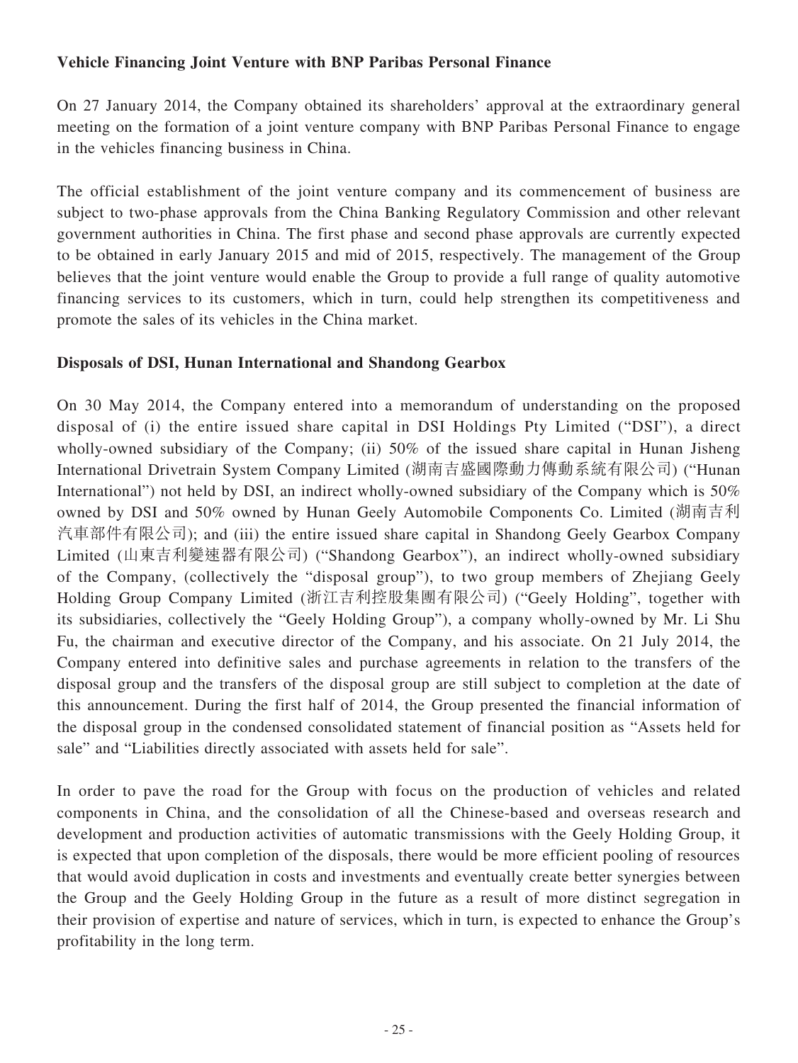**Vehicle Financing Joint Venture with BNP Paribas Personal Finance**

On 27 January 2014, the Company obtained its shareholders' approval at the extraordinary general meeting on the formation of a joint venture company with BNP Paribas Personal Finance to engage in the vehicles financing business in China.

The official establishment of the joint venture company and its commencement of business are subject to two-phase approvals from the China Banking Regulatory Commission and other relevant government authorities in China. The first phase and second phase approvals are currently expected to be obtained in early January 2015 and mid of 2015, respectively. The management of the Group believes that the joint venture would enable the Group to provide a full range of quality automotive financing services to its customers, which in turn, could help strengthen its competitiveness and promote the sales of its vehicles in the China market.

**Disposals of DSI, Hunan International and Shandong Gearbox**

On 30 May 2014, the Company entered into a memorandum of understanding on the proposed disposal of (i) the entire issued share capital in DSI Holdings Pty Limited ("DSI"), a direct wholly-owned subsidiary of the Company; (ii) 50% of the issued share capital in Hunan Jisheng International Drivetrain System Company Limited (湖南吉盛國際動力傳動系統有限公司) ("Hunan International") not held by DSI, an indirect wholly-owned subsidiary of the Company which is 50% owned by DSI and 50% owned by Hunan Geely Automobile Components Co. Limited (湖南吉利汽車部件有限公司); and (iii) the entire issued share capital in Shandong Geely Gearbox Company Limited (山東吉利變速器有限公司) ("Shandong Gearbox"), an indirect wholly-owned subsidiary of the Company, (collectively the "disposal group"), to two group members of Zhejiang Geely Holding Group Company Limited (浙江吉利控股集團有限公司) ("Geely Holding", together with its subsidiaries, collectively the "Geely Holding Group"), a company wholly-owned by Mr. Li Shu Fu, the chairman and executive director of the Company, and his associate. On 21 July 2014, the Company entered into definitive sales and purchase agreements in relation to the transfers of the disposal group and the transfers of the disposal group are still subject to completion at the date of this announcement. During the first half of 2014, the Group presented the financial information of the disposal group in the condensed consolidated statement of financial position as "Assets held for sale" and "Liabilities directly associated with assets held for sale".

In order to pave the road for the Group with focus on the production of vehicles and related components in China, and the consolidation of all the Chinese-based and overseas research and development and production activities of automatic transmissions with the Geely Holding Group, it is expected that upon completion of the disposals, there would be more efficient pooling of resources that would avoid duplication in costs and investments and eventually create better synergies between the Group and the Geely Holding Group in the future as a result of more distinct segregation in their provision of expertise and nature of services, which in turn, is expected to enhance the Group's profitability in the long term.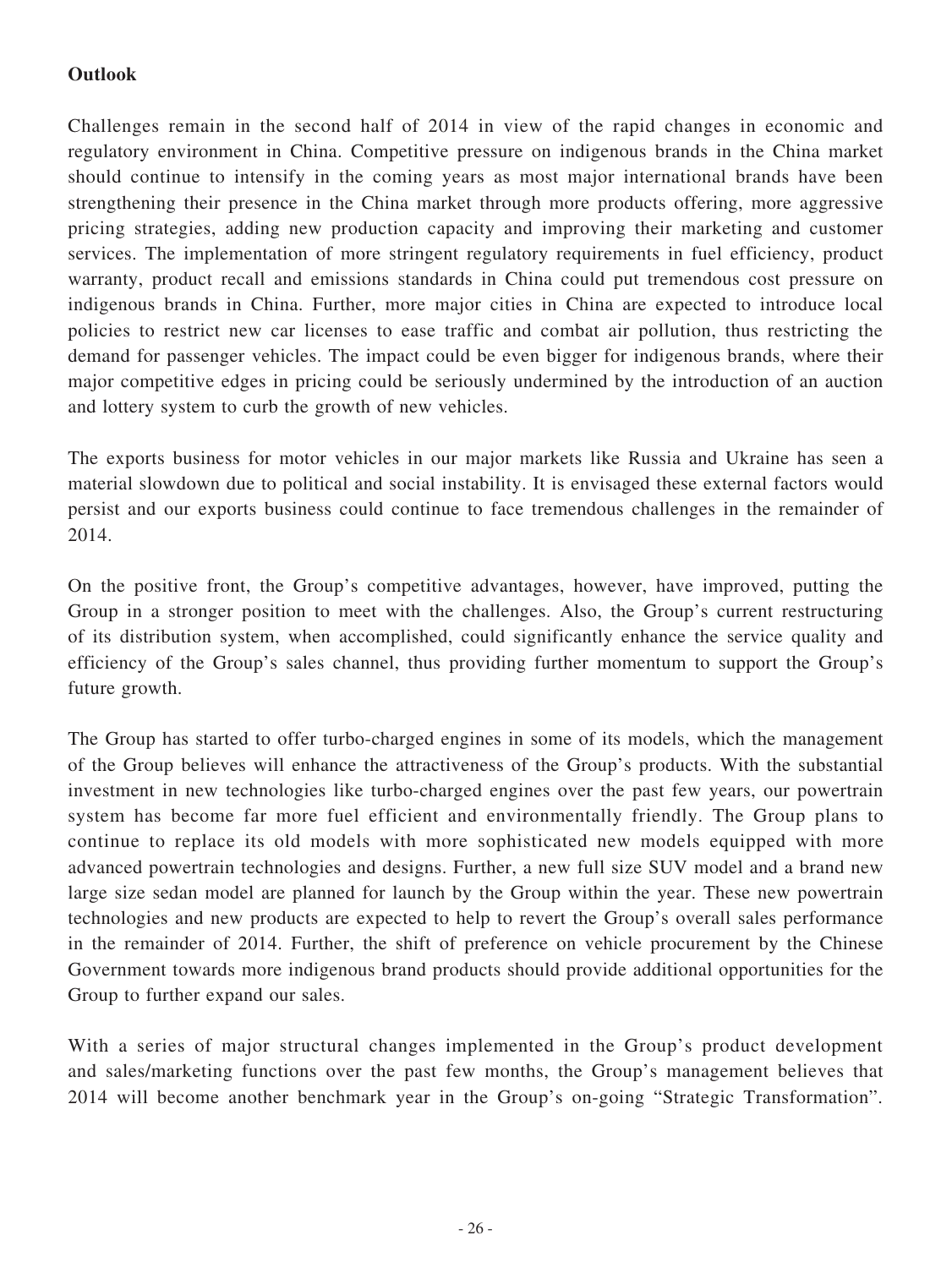**Outlook**

Challenges remain in the second half of 2014 in view of the rapid changes in economic and regulatory environment in China. Competitive pressure on indigenous brands in the China market should continue to intensify in the coming years as most major international brands have been strengthening their presence in the China market through more products offering, more aggressive pricing strategies, adding new production capacity and improving their marketing and customer services. The implementation of more stringent regulatory requirements in fuel efficiency, product warranty, product recall and emissions standards in China could put tremendous cost pressure on indigenous brands in China. Further, more major cities in China are expected to introduce local policies to restrict new car licenses to ease traffic and combat air pollution, thus restricting the demand for passenger vehicles. The impact could be even bigger for indigenous brands, where their major competitive edges in pricing could be seriously undermined by the introduction of an auction and lottery system to curb the growth of new vehicles.

The exports business for motor vehicles in our major markets like Russia and Ukraine has seen a material slowdown due to political and social instability. It is envisaged these external factors would persist and our exports business could continue to face tremendous challenges in the remainder of 2014.

On the positive front, the Group's competitive advantages, however, have improved, putting the Group in a stronger position to meet with the challenges. Also, the Group's current restructuring of its distribution system, when accomplished, could significantly enhance the service quality and efficiency of the Group's sales channel, thus providing further momentum to support the Group's future growth.

The Group has started to offer turbo-charged engines in some of its models, which the management of the Group believes will enhance the attractiveness of the Group's products. With the substantial investment in new technologies like turbo-charged engines over the past few years, our powertrain system has become far more fuel efficient and environmentally friendly. The Group plans to continue to replace its old models with more sophisticated new models equipped with more advanced powertrain technologies and designs. Further, a new full size SUV model and a brand new large size sedan model are planned for launch by the Group within the year. These new powertrain technologies and new products are expected to help to revert the Group's overall sales performance in the remainder of 2014. Further, the shift of preference on vehicle procurement by the Chinese Government towards more indigenous brand products should provide additional opportunities for the Group to further expand our sales.

With a series of major structural changes implemented in the Group's product development and sales/marketing functions over the past few months, the Group's management believes that 2014 will become another benchmark year in the Group's on-going "Strategic Transformation".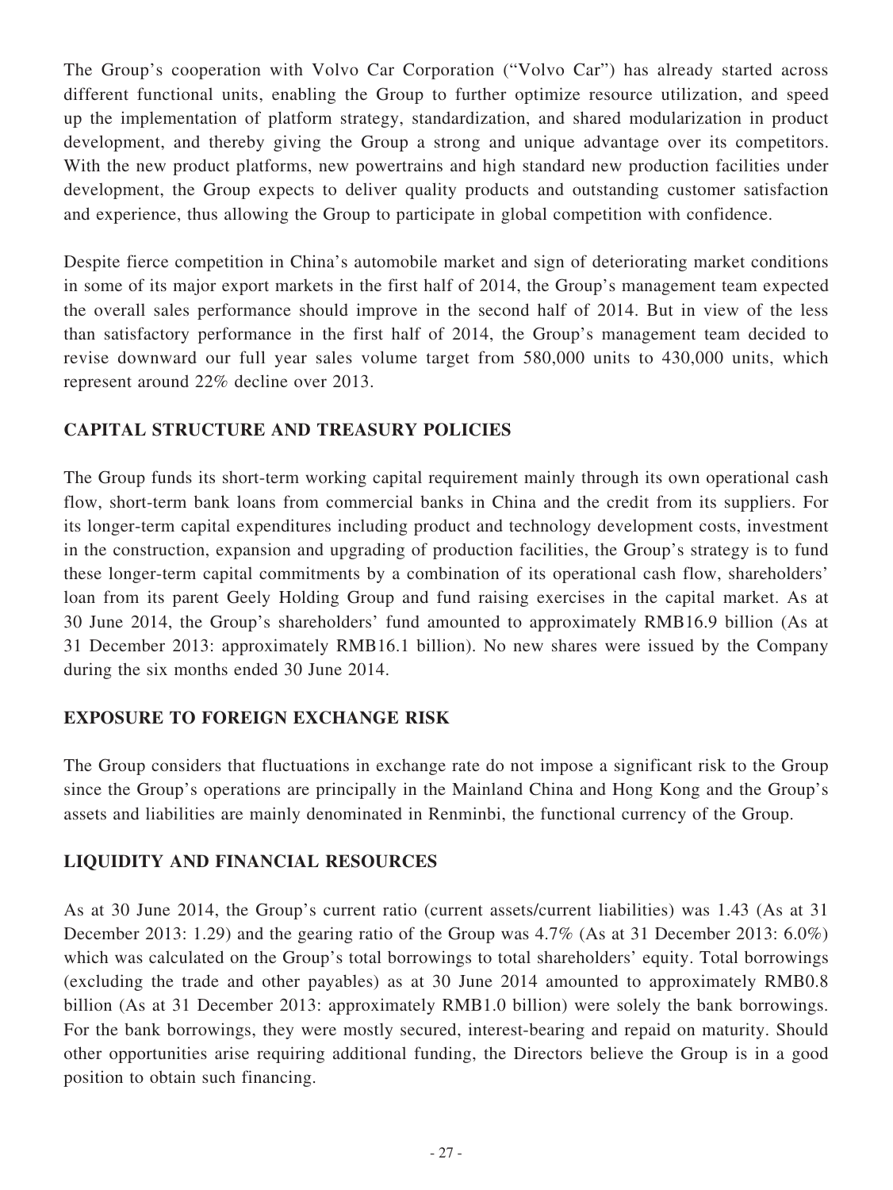The Group's cooperation with Volvo Car Corporation ("Volvo Car") has already started across different functional units, enabling the Group to further optimize resource utilization, and speed up the implementation of platform strategy, standardization, and shared modularization in product development, and thereby giving the Group a strong and unique advantage over its competitors. With the new product platforms, new powertrains and high standard new production facilities under development, the Group expects to deliver quality products and outstanding customer satisfaction and experience, thus allowing the Group to participate in global competition with confidence.

Despite fierce competition in China's automobile market and sign of deteriorating market conditions in some of its major export markets in the first half of 2014, the Group's management team expected the overall sales performance should improve in the second half of 2014. But in view of the less than satisfactory performance in the first half of 2014, the Group's management team decided to revise downward our full year sales volume target from 580,000 units to 430,000 units, which represent around 22% decline over 2013.

## CAPITAL STRUCTURE AND TREASURY POLICIES

The Group funds its short-term working capital requirement mainly through its own operational cash flow, short-term bank loans from commercial banks in China and the credit from its suppliers. For its longer-term capital expenditures including product and technology development costs, investment in the construction, expansion and upgrading of production facilities, the Group's strategy is to fund these longer-term capital commitments by a combination of its operational cash flow, shareholders' loan from its parent Geely Holding Group and fund raising exercises in the capital market. As at 30 June 2014, the Group's shareholders' fund amounted to approximately RMB16.9 billion (As at 31 December 2013: approximately RMB16.1 billion). No new shares were issued by the Company during the six months ended 30 June 2014.

## EXPOSURE TO FOREIGN EXCHANGE RISK

The Group considers that fluctuations in exchange rate do not impose a significant risk to the Group since the Group's operations are principally in the Mainland China and Hong Kong and the Group's assets and liabilities are mainly denominated in Renminbi, the functional currency of the Group.

## LIQUIDITY AND FINANCIAL RESOURCES

As at 30 June 2014, the Group's current ratio (current assets/current liabilities) was 1.43 (As at 31 December 2013: 1.29) and the gearing ratio of the Group was 4.7% (As at 31 December 2013: 6.0%) which was calculated on the Group's total borrowings to total shareholders' equity. Total borrowings (excluding the trade and other payables) as at 30 June 2014 amounted to approximately RMB0.8 billion (As at 31 December 2013: approximately RMB1.0 billion) were solely the bank borrowings. For the bank borrowings, they were mostly secured, interest-bearing and repaid on maturity. Should other opportunities arise requiring additional funding, the Directors believe the Group is in a good position to obtain such financing.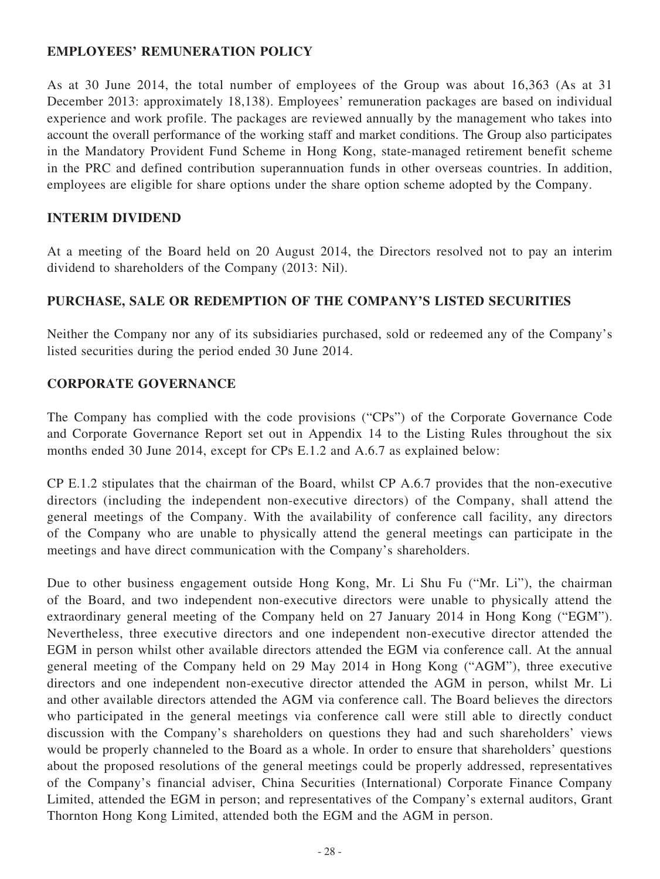## EMPLOYEES' REMUNERATION POLICY

As at 30 June 2014, the total number of employees of the Group was about 16,363 (As at 31 December 2013: approximately 18,138). Employees' remuneration packages are based on individual experience and work profile. The packages are reviewed annually by the management who takes into account the overall performance of the working staff and market conditions. The Group also participates in the Mandatory Provident Fund Scheme in Hong Kong, state-managed retirement benefit scheme in the PRC and defined contribution superannuation funds in other overseas countries. In addition, employees are eligible for share options under the share option scheme adopted by the Company.

## INTERIM DIVIDEND

At a meeting of the Board held on 20 August 2014, the Directors resolved not to pay an interim dividend to shareholders of the Company (2013: Nil).

## PURCHASE, SALE OR REDEMPTION OF THE COMPANY'S LISTED SECURITIES

Neither the Company nor any of its subsidiaries purchased, sold or redeemed any of the Company's listed securities during the period ended 30 June 2014.

## CORPORATE GOVERNANCE

The Company has complied with the code provisions ("CPs") of the Corporate Governance Code and Corporate Governance Report set out in Appendix 14 to the Listing Rules throughout the six months ended 30 June 2014, except for CPs E.1.2 and A.6.7 as explained below:

CP E.1.2 stipulates that the chairman of the Board, whilst CP A.6.7 provides that the non-executive directors (including the independent non-executive directors) of the Company, shall attend the general meetings of the Company. With the availability of conference call facility, any directors of the Company who are unable to physically attend the general meetings can participate in the meetings and have direct communication with the Company's shareholders.

Due to other business engagement outside Hong Kong, Mr. Li Shu Fu ("Mr. Li"), the chairman of the Board, and two independent non-executive directors were unable to physically attend the extraordinary general meeting of the Company held on 27 January 2014 in Hong Kong ("EGM"). Nevertheless, three executive directors and one independent non-executive director attended the EGM in person whilst other available directors attended the EGM via conference call. At the annual general meeting of the Company held on 29 May 2014 in Hong Kong ("AGM"), three executive directors and one independent non-executive director attended the AGM in person, whilst Mr. Li and other available directors attended the AGM via conference call. The Board believes the directors who participated in the general meetings via conference call were still able to directly conduct discussion with the Company's shareholders on questions they had and such shareholders' views would be properly channeled to the Board as a whole. In order to ensure that shareholders' questions about the proposed resolutions of the general meetings could be properly addressed, representatives of the Company's financial adviser, China Securities (International) Corporate Finance Company Limited, attended the EGM in person; and representatives of the Company's external auditors, Grant Thornton Hong Kong Limited, attended both the EGM and the AGM in person.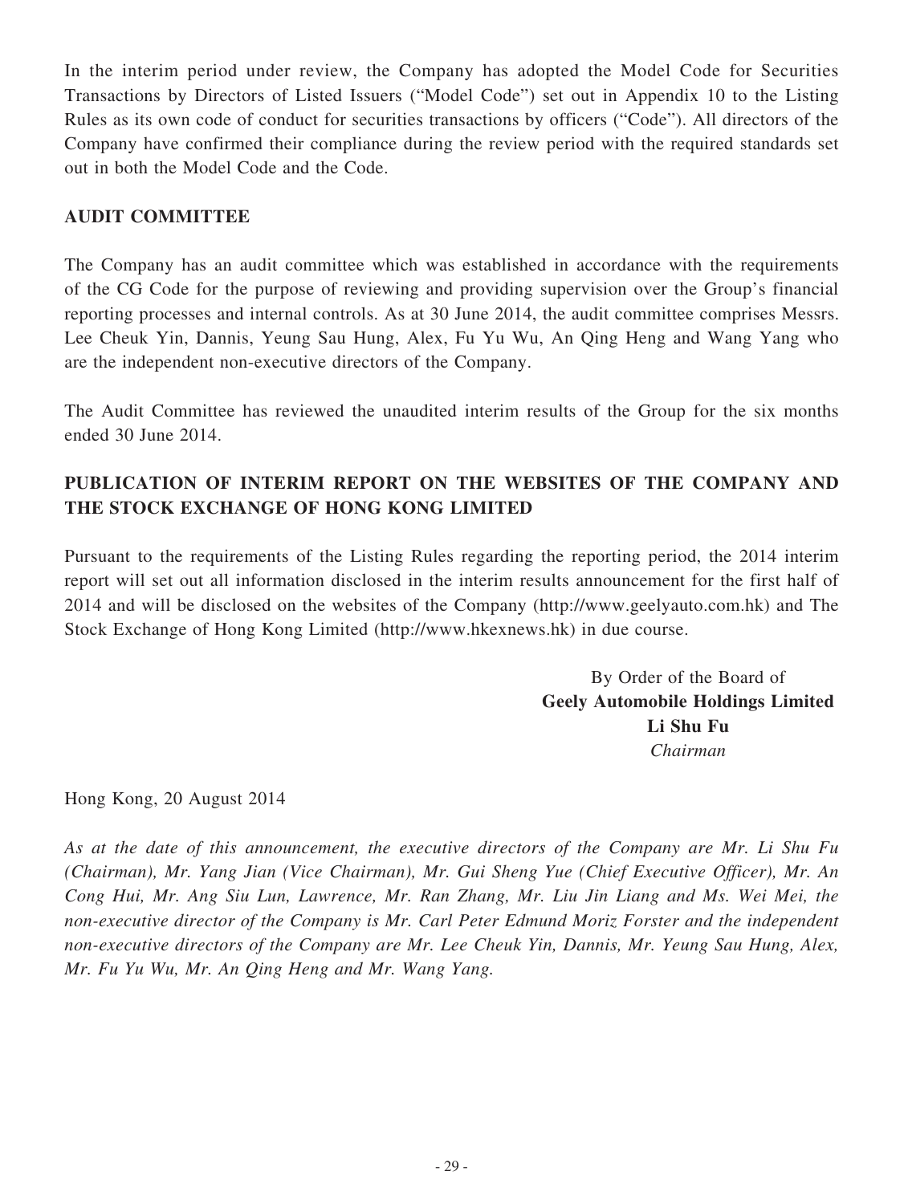In the interim period under review, the Company has adopted the Model Code for Securities Transactions by Directors of Listed Issuers ("Model Code") set out in Appendix 10 to the Listing Rules as its own code of conduct for securities transactions by officers ("Code"). All directors of the Company have confirmed their compliance during the review period with the required standards set out in both the Model Code and the Code.

## AUDIT COMMITTEE

The Company has an audit committee which was established in accordance with the requirements of the CG Code for the purpose of reviewing and providing supervision over the Group's financial reporting processes and internal controls. As at 30 June 2014, the audit committee comprises Messrs. Lee Cheuk Yin, Dannis, Yeung Sau Hung, Alex, Fu Yu Wu, An Qing Heng and Wang Yang who are the independent non-executive directors of the Company.

The Audit Committee has reviewed the unaudited interim results of the Group for the six months ended 30 June 2014.

## PUBLICATION OF INTERIM REPORT ON THE WEBSITES OF THE COMPANY AND THE STOCK EXCHANGE OF HONG KONG LIMITED

Pursuant to the requirements of the Listing Rules regarding the reporting period, the 2014 interim report will set out all information disclosed in the interim results announcement for the first half of 2014 and will be disclosed on the websites of the Company (http://www.geelyauto.com.hk) and The Stock Exchange of Hong Kong Limited (http://www.hkexnews.hk) in due course.

By Order of the Board of
**Geely Automobile Holdings Limited**
**Li Shu Fu**
*Chairman*

Hong Kong, 20 August 2014

*As at the date of this announcement, the executive directors of the Company are Mr. Li Shu Fu (Chairman), Mr. Yang Jian (Vice Chairman), Mr. Gui Sheng Yue (Chief Executive Officer), Mr. An Cong Hui, Mr. Ang Siu Lun, Lawrence, Mr. Ran Zhang, Mr. Liu Jin Liang and Ms. Wei Mei, the non-executive director of the Company is Mr. Carl Peter Edmund Moriz Forster and the independent non-executive directors of the Company are Mr. Lee Cheuk Yin, Dannis, Mr. Yeung Sau Hung, Alex, Mr. Fu Yu Wu, Mr. An Qing Heng and Mr. Wang Yang.*